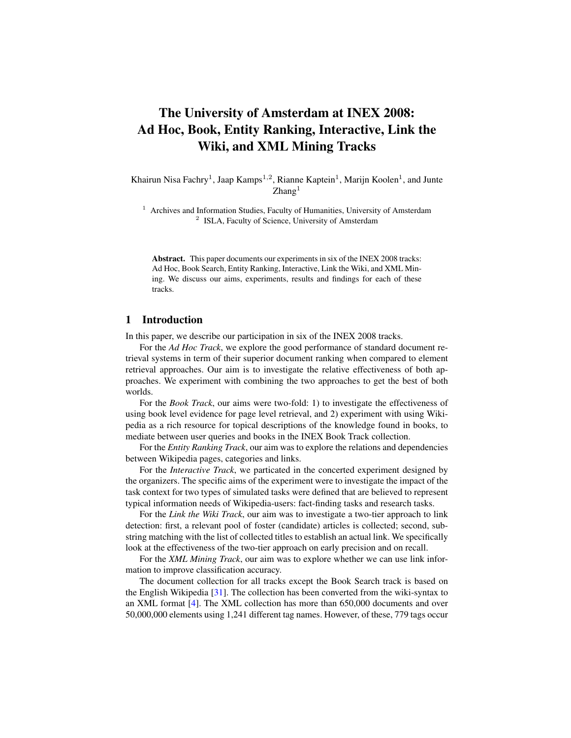# The University of Amsterdam at INEX 2008: Ad Hoc, Book, Entity Ranking, Interactive, Link the Wiki, and XML Mining Tracks

Khairun Nisa Fachry[1], Jaap Kamps[1,2], Rianne Kaptein[1], Marijn Koolen[1], and Junte Zhang[1]

[1] Archives and Information Studies, Faculty of Humanities, University of Amsterdam
[2] ISLA, Faculty of Science, University of Amsterdam

**Abstract.** This paper documents our experiments in six of the INEX 2008 tracks: Ad Hoc, Book Search, Entity Ranking, Interactive, Link the Wiki, and XML Mining. We discuss our aims, experiments, results and findings for each of these tracks.

## 1 Introduction

In this paper, we describe our participation in six of the INEX 2008 tracks.

For the *Ad Hoc Track*, we explore the good performance of standard document retrieval systems in term of their superior document ranking when compared to element retrieval approaches. Our aim is to investigate the relative effectiveness of both approaches. We experiment with combining the two approaches to get the best of both worlds.

For the *Book Track*, our aims were two-fold: 1) to investigate the effectiveness of using book level evidence for page level retrieval, and 2) experiment with using Wikipedia as a rich resource for topical descriptions of the knowledge found in books, to mediate between user queries and books in the INEX Book Track collection.

For the *Entity Ranking Track*, our aim was to explore the relations and dependencies between Wikipedia pages, categories and links.

For the *Interactive Track*, we particated in the concerted experiment designed by the organizers. The specific aims of the experiment were to investigate the impact of the task context for two types of simulated tasks were defined that are believed to represent typical information needs of Wikipedia-users: fact-finding tasks and research tasks.

For the *Link the Wiki Track*, our aim was to investigate a two-tier approach to link detection: first, a relevant pool of foster (candidate) articles is collected; second, substring matching with the list of collected titles to establish an actual link. We specifically look at the effectiveness of the two-tier approach on early precision and on recall.

For the *XML Mining Track*, our aim was to explore whether we can use link information to improve classification accuracy.

The document collection for all tracks except the Book Search track is based on the English Wikipedia [31]. The collection has been converted from the wiki-syntax to an XML format [4]. The XML collection has more than 650,000 documents and over 50,000,000 elements using 1,241 different tag names. However, of these, 779 tags occur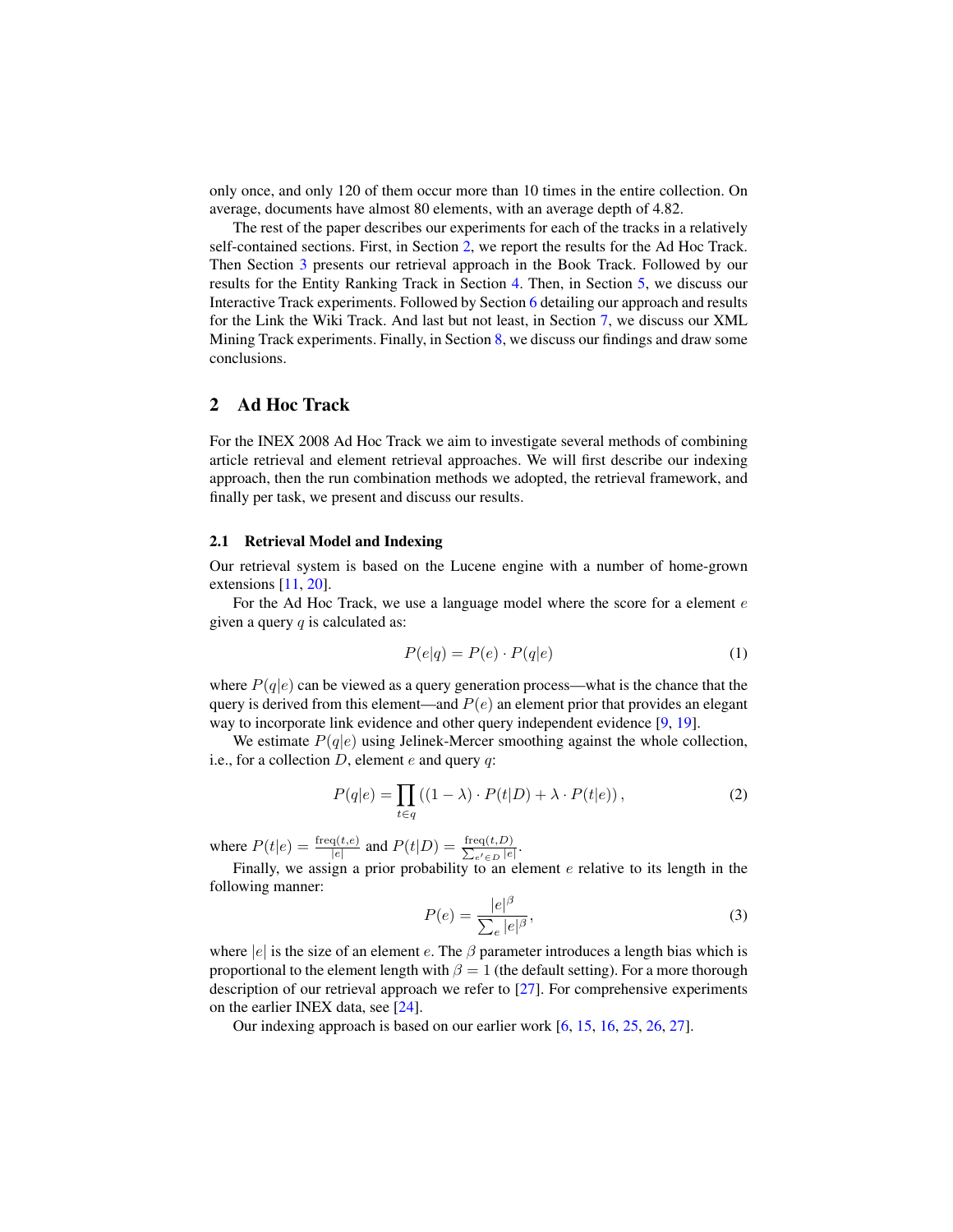only once, and only 120 of them occur more than 10 times in the entire collection. On average, documents have almost 80 elements, with an average depth of 4.82.

The rest of the paper describes our experiments for each of the tracks in a relatively self-contained sections. First, in Section 2, we report the results for the Ad Hoc Track. Then Section 3 presents our retrieval approach in the Book Track. Followed by our results for the Entity Ranking Track in Section 4. Then, in Section 5, we discuss our Interactive Track experiments. Followed by Section 6 detailing our approach and results for the Link the Wiki Track. And last but not least, in Section 7, we discuss our XML Mining Track experiments. Finally, in Section 8, we discuss our findings and draw some conclusions.

## 2 Ad Hoc Track

For the INEX 2008 Ad Hoc Track we aim to investigate several methods of combining article retrieval and element retrieval approaches. We will first describe our indexing approach, then the run combination methods we adopted, the retrieval framework, and finally per task, we present and discuss our results.

### 2.1 Retrieval Model and Indexing

Our retrieval system is based on the Lucene engine with a number of home-grown extensions [11, 20].

For the Ad Hoc Track, we use a language model where the score for a element $e$ given a query $q$ is calculated as:

$$P(e|q) = P(e) \cdot P(q|e) \tag{1}$$

where $P(q|e)$ can be viewed as a query generation process—what is the chance that the query is derived from this element—and $P(e)$ an element prior that provides an elegant way to incorporate link evidence and other query independent evidence [9, 19].

We estimate $P(q|e)$ using Jelinek-Mercer smoothing against the whole collection, i.e., for a collection $D$, element $e$ and query $q$:

$$P(q|e) = \prod_{t \in q} \left( (1 - \lambda) \cdot P(t|D) + \lambda \cdot P(t|e) \right), \tag{2}$$

where $P(t|e) = \frac{\text{freq}(t,e)}{|e|}$ and $P(t|D) = \frac{\text{freq}(t,D)}{\sum_{e' \in D} |e|}$.

Finally, we assign a prior probability to an element $e$ relative to its length in the following manner:

$$P(e) = \frac{|e|^{\beta}}{\sum_{e} |e|^{\beta}}, \tag{3}$$

where $|e|$ is the size of an element $e$. The $\beta$ parameter introduces a length bias which is proportional to the element length with $\beta = 1$ (the default setting). For a more thorough description of our retrieval approach we refer to [27]. For comprehensive experiments on the earlier INEX data, see [24].

Our indexing approach is based on our earlier work [6, 15, 16, 25, 26, 27].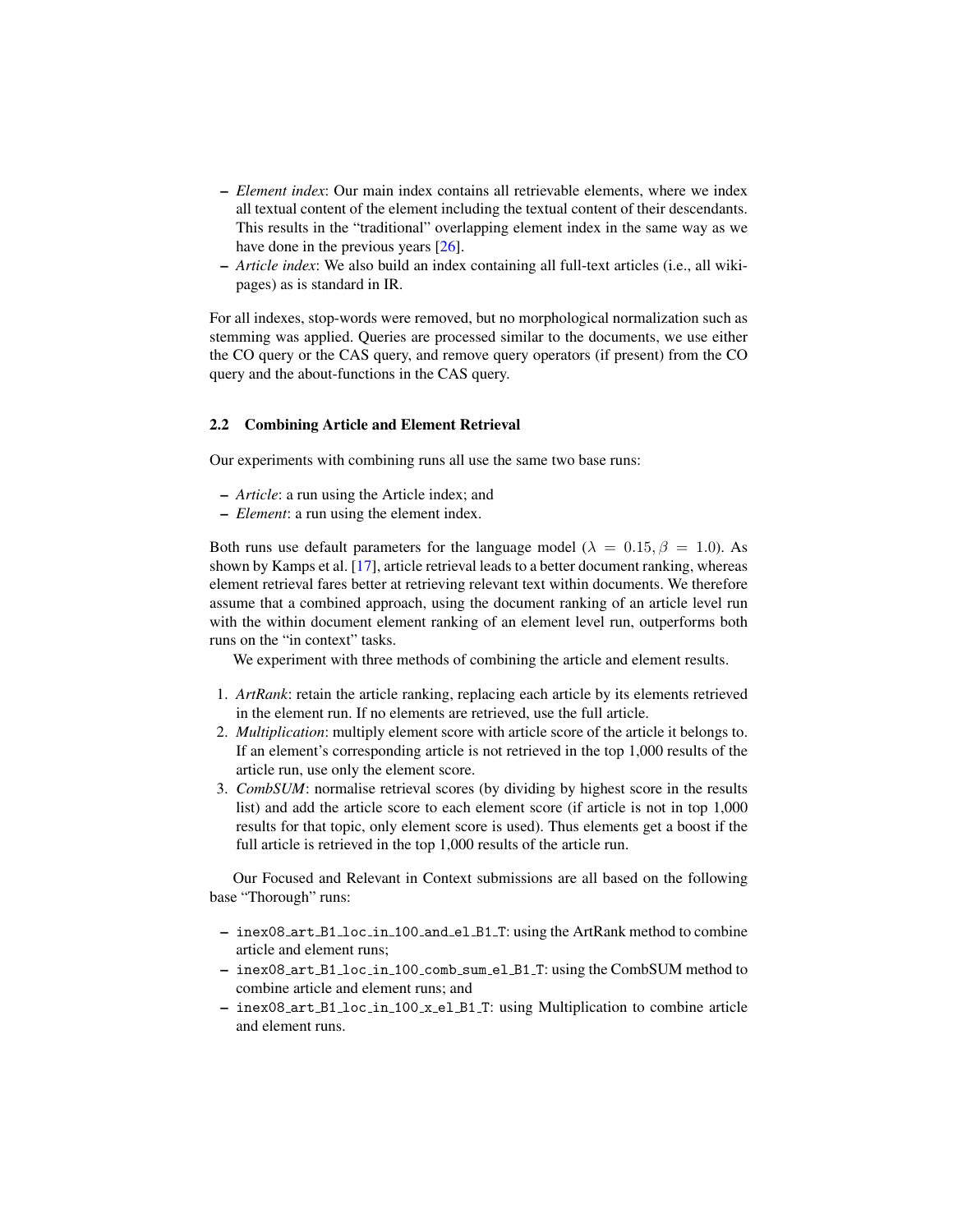- *Element index*: Our main index contains all retrievable elements, where we index all textual content of the element including the textual content of their descendants. This results in the "traditional" overlapping element index in the same way as we have done in the previous years [26].
- *Article index*: We also build an index containing all full-text articles (i.e., all wikipages) as is standard in IR.

For all indexes, stop-words were removed, but no morphological normalization such as stemming was applied. Queries are processed similar to the documents, we use either the CO query or the CAS query, and remove query operators (if present) from the CO query and the about-functions in the CAS query.

### 2.2 Combining Article and Element Retrieval

Our experiments with combining runs all use the same two base runs:

- *Article*: a run using the Article index; and
- *Element*: a run using the element index.

Both runs use default parameters for the language model ($\lambda = 0.15, \beta = 1.0$). As shown by Kamps et al. [17], article retrieval leads to a better document ranking, whereas element retrieval fares better at retrieving relevant text within documents. We therefore assume that a combined approach, using the document ranking of an article level run with the within document element ranking of an element level run, outperforms both runs on the "in context" tasks.

We experiment with three methods of combining the article and element results.

1. *ArtRank*: retain the article ranking, replacing each article by its elements retrieved in the element run. If no elements are retrieved, use the full article.
2. *Multiplication*: multiply element score with article score of the article it belongs to. If an element's corresponding article is not retrieved in the top 1,000 results of the article run, use only the element score.
3. *CombSUM*: normalise retrieval scores (by dividing by highest score in the results list) and add the article score to each element score (if article is not in top 1,000 results for that topic, only element score is used). Thus elements get a boost if the full article is retrieved in the top 1,000 results of the article run.

Our Focused and Relevant in Context submissions are all based on the following base "Thorough" runs:

- `inex08_art_B1_loc_in_100_and_el_B1_T`: using the ArtRank method to combine article and element runs;
- `inex08_art_B1_loc_in_100_comb_sum_el_B1_T`: using the CombSUM method to combine article and element runs; and
- `inex08_art_B1_loc_in_100_x_el_B1_T`: using Multiplication to combine article and element runs.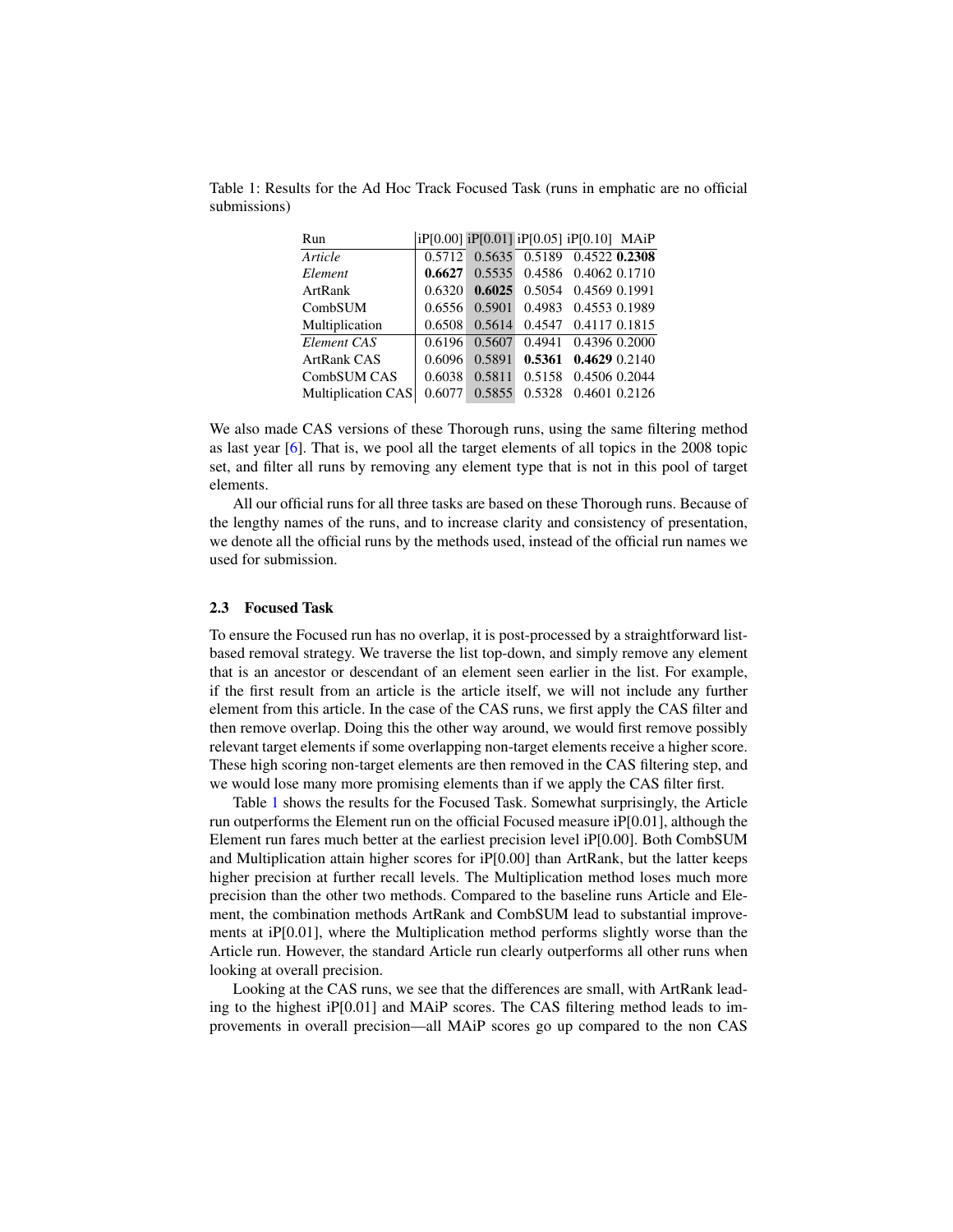Table 1: Results for the Ad Hoc Track Focused Task (runs in emphatic are no official submissions)

| Run | iP[0.00] | iP[0.01] | iP[0.05] | iP[0.10] | MAiP |
|---|---|---|---|---|---|
| *Article* | 0.5712 | 0.5635 | 0.5189 | 0.4522 | **0.2308** |
| *Element* | **0.6627** | 0.5535 | 0.4586 | 0.4062 | 0.1710 |
| ArtRank | 0.6320 | **0.6025** | 0.5054 | 0.4569 | 0.1991 |
| CombSUM | 0.6556 | 0.5901 | 0.4983 | 0.4553 | 0.1989 |
| Multiplication | 0.6508 | 0.5614 | 0.4547 | 0.4117 | 0.1815 |
| *Element CAS* | 0.6196 | 0.5607 | 0.4941 | 0.4396 | 0.2000 |
| ArtRank CAS | 0.6096 | 0.5891 | **0.5361** | **0.4629** | 0.2140 |
| CombSUM CAS | 0.6038 | 0.5811 | 0.5158 | 0.4506 | 0.2044 |
| Multiplication CAS | 0.6077 | 0.5855 | 0.5328 | 0.4601 | 0.2126 |

We also made CAS versions of these Thorough runs, using the same filtering method as last year [6]. That is, we pool all the target elements of all topics in the 2008 topic set, and filter all runs by removing any element type that is not in this pool of target elements.

All our official runs for all three tasks are based on these Thorough runs. Because of the lengthy names of the runs, and to increase clarity and consistency of presentation, we denote all the official runs by the methods used, instead of the official run names we used for submission.

### 2.3 Focused Task

To ensure the Focused run has no overlap, it is post-processed by a straightforward list-based removal strategy. We traverse the list top-down, and simply remove any element that is an ancestor or descendant of an element seen earlier in the list. For example, if the first result from an article is the article itself, we will not include any further element from this article. In the case of the CAS runs, we first apply the CAS filter and then remove overlap. Doing this the other way around, we would first remove possibly relevant target elements if some overlapping non-target elements receive a higher score. These high scoring non-target elements are then removed in the CAS filtering step, and we would lose many more promising elements than if we apply the CAS filter first.

Table 1 shows the results for the Focused Task. Somewhat surprisingly, the Article run outperforms the Element run on the official Focused measure iP[0.01], although the Element run fares much better at the earliest precision level iP[0.00]. Both CombSUM and Multiplication attain higher scores for iP[0.00] than ArtRank, but the latter keeps higher precision at further recall levels. The Multiplication method loses much more precision than the other two methods. Compared to the baseline runs Article and Element, the combination methods ArtRank and CombSUM lead to substantial improvements at iP[0.01], where the Multiplication method performs slightly worse than the Article run. However, the standard Article run clearly outperforms all other runs when looking at overall precision.

Looking at the CAS runs, we see that the differences are small, with ArtRank leading to the highest iP[0.01] and MAiP scores. The CAS filtering method leads to improvements in overall precision—all MAiP scores go up compared to the non CAS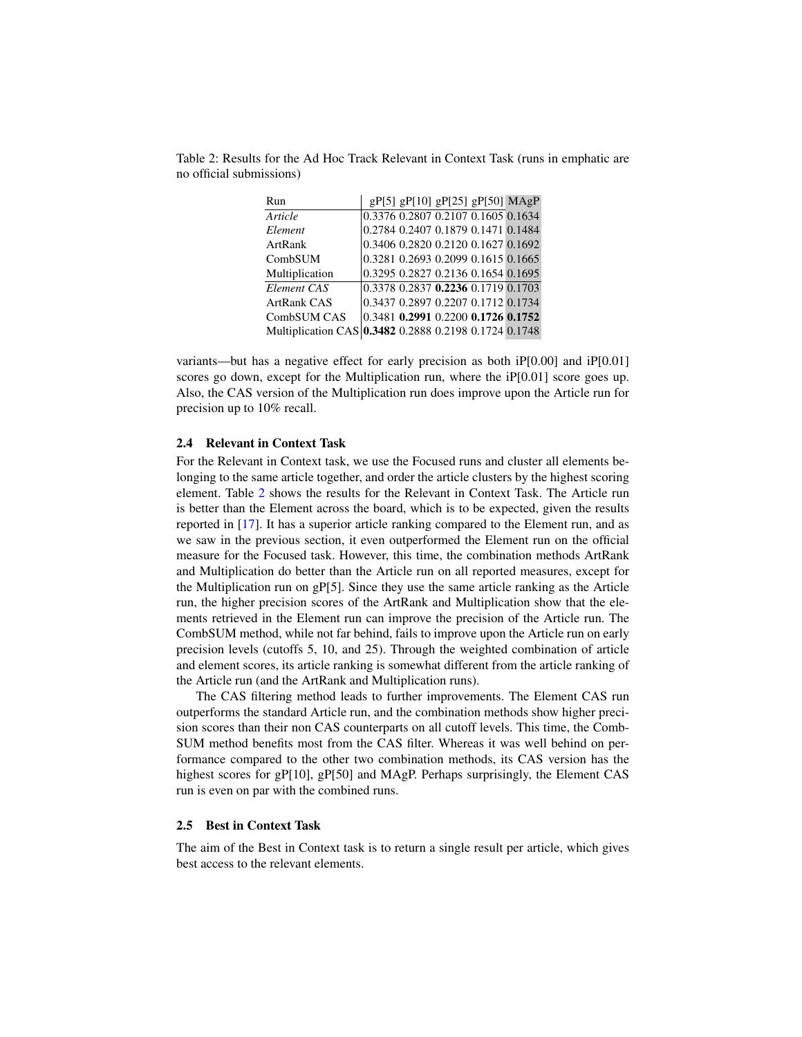Table 2: Results for the Ad Hoc Track Relevant in Context Task (runs in emphatic are no official submissions)

| Run | gP[5] | gP[10] | gP[25] | gP[50] | MAgP |
|---|---|---|---|---|---|
| *Article* | 0.3376 | 0.2807 | 0.2107 | 0.1605 | 0.1634 |
| *Element* | 0.2784 | 0.2407 | 0.1879 | 0.1471 | 0.1484 |
| ArtRank | 0.3406 | 0.2820 | 0.2120 | 0.1627 | 0.1692 |
| CombSUM | 0.3281 | 0.2693 | 0.2099 | 0.1615 | 0.1665 |
| Multiplication | 0.3295 | 0.2827 | 0.2136 | 0.1654 | 0.1695 |
| *Element CAS* | 0.3378 | 0.2837 | **0.2236** | 0.1719 | 0.1703 |
| ArtRank CAS | 0.3437 | 0.2897 | 0.2207 | 0.1712 | 0.1734 |
| CombSUM CAS | 0.3481 | **0.2991** | 0.2200 | **0.1726** | **0.1752** |
| Multiplication CAS | **0.3482** | 0.2888 | 0.2198 | 0.1724 | 0.1748 |

variants—but has a negative effect for early precision as both iP[0.00] and iP[0.01] scores go down, except for the Multiplication run, where the iP[0.01] score goes up. Also, the CAS version of the Multiplication run does improve upon the Article run for precision up to 10% recall.

### 2.4 Relevant in Context Task

For the Relevant in Context task, we use the Focused runs and cluster all elements belonging to the same article together, and order the article clusters by the highest scoring element. Table 2 shows the results for the Relevant in Context Task. The Article run is better than the Element across the board, which is to be expected, given the results reported in [17]. It has a superior article ranking compared to the Element run, and as we saw in the previous section, it even outperformed the Element run on the official measure for the Focused task. However, this time, the combination methods ArtRank and Multiplication do better than the Article run on all reported measures, except for the Multiplication run on gP[5]. Since they use the same article ranking as the Article run, the higher precision scores of the ArtRank and Multiplication show that the elements retrieved in the Element run can improve the precision of the Article run. The CombSUM method, while not far behind, fails to improve upon the Article run on early precision levels (cutoffs 5, 10, and 25). Through the weighted combination of article and element scores, its article ranking is somewhat different from the article ranking of the Article run (and the ArtRank and Multiplication runs).

The CAS filtering method leads to further improvements. The Element CAS run outperforms the standard Article run, and the combination methods show higher precision scores than their non CAS counterparts on all cutoff levels. This time, the CombSUM method benefits most from the CAS filter. Whereas it was well behind on performance compared to the other two combination methods, its CAS version has the highest scores for gP[10], gP[50] and MAgP. Perhaps surprisingly, the Element CAS run is even on par with the combined runs.

### 2.5 Best in Context Task

The aim of the Best in Context task is to return a single result per article, which gives best access to the relevant elements.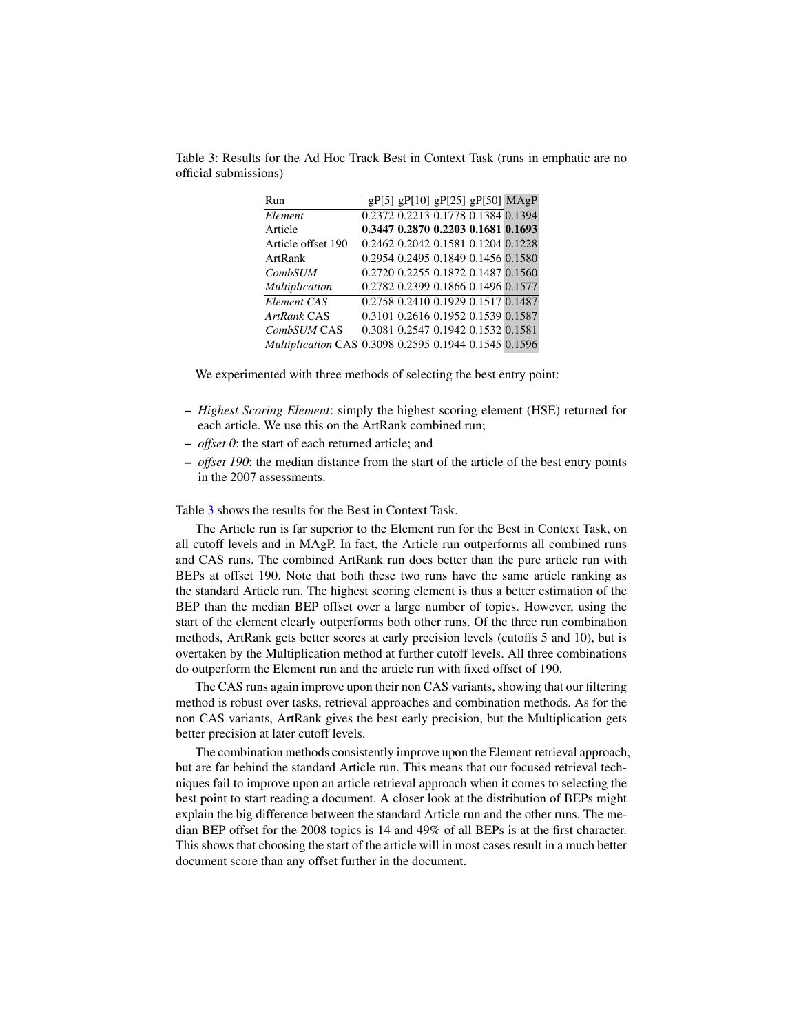Table 3: Results for the Ad Hoc Track Best in Context Task (runs in emphatic are no official submissions)

| Run | gP[5] | gP[10] | gP[25] | gP[50] | MAgP |
|---|---|---|---|---|---|
| *Element* | 0.2372 | 0.2213 | 0.1778 | 0.1384 | 0.1394 |
| Article | **0.3447** | **0.2870** | **0.2203** | **0.1681** | **0.1693** |
| Article offset 190 | 0.2462 | 0.2042 | 0.1581 | 0.1204 | 0.1228 |
| ArtRank | 0.2954 | 0.2495 | 0.1849 | 0.1456 | 0.1580 |
| *CombSUM* | 0.2720 | 0.2255 | 0.1872 | 0.1487 | 0.1560 |
| *Multiplication* | 0.2782 | 0.2399 | 0.1866 | 0.1496 | 0.1577 |
| *Element CAS* | 0.2758 | 0.2410 | 0.1929 | 0.1517 | 0.1487 |
| *ArtRank* CAS | 0.3101 | 0.2616 | 0.1952 | 0.1539 | 0.1587 |
| *CombSUM* CAS | 0.3081 | 0.2547 | 0.1942 | 0.1532 | 0.1581 |
| *Multiplication* CAS | 0.3098 | 0.2595 | 0.1944 | 0.1545 | 0.1596 |

We experimented with three methods of selecting the best entry point:

– *Highest Scoring Element*: simply the highest scoring element (HSE) returned for each article. We use this on the ArtRank combined run;
– *offset 0*: the start of each returned article; and
– *offset 190*: the median distance from the start of the article of the best entry points in the 2007 assessments.

Table 3 shows the results for the Best in Context Task.

The Article run is far superior to the Element run for the Best in Context Task, on all cutoff levels and in MAgP. In fact, the Article run outperforms all combined runs and CAS runs. The combined ArtRank run does better than the pure article run with BEPs at offset 190. Note that both these two runs have the same article ranking as the standard Article run. The highest scoring element is thus a better estimation of the BEP than the median BEP offset over a large number of topics. However, using the start of the element clearly outperforms both other runs. Of the three run combination methods, ArtRank gets better scores at early precision levels (cutoffs 5 and 10), but is overtaken by the Multiplication method at further cutoff levels. All three combinations do outperform the Element run and the article run with fixed offset of 190.

The CAS runs again improve upon their non CAS variants, showing that our filtering method is robust over tasks, retrieval approaches and combination methods. As for the non CAS variants, ArtRank gives the best early precision, but the Multiplication gets better precision at later cutoff levels.

The combination methods consistently improve upon the Element retrieval approach, but are far behind the standard Article run. This means that our focused retrieval techniques fail to improve upon an article retrieval approach when it comes to selecting the best point to start reading a document. A closer look at the distribution of BEPs might explain the big difference between the standard Article run and the other runs. The median BEP offset for the 2008 topics is 14 and 49% of all BEPs is at the first character. This shows that choosing the start of the article will in most cases result in a much better document score than any offset further in the document.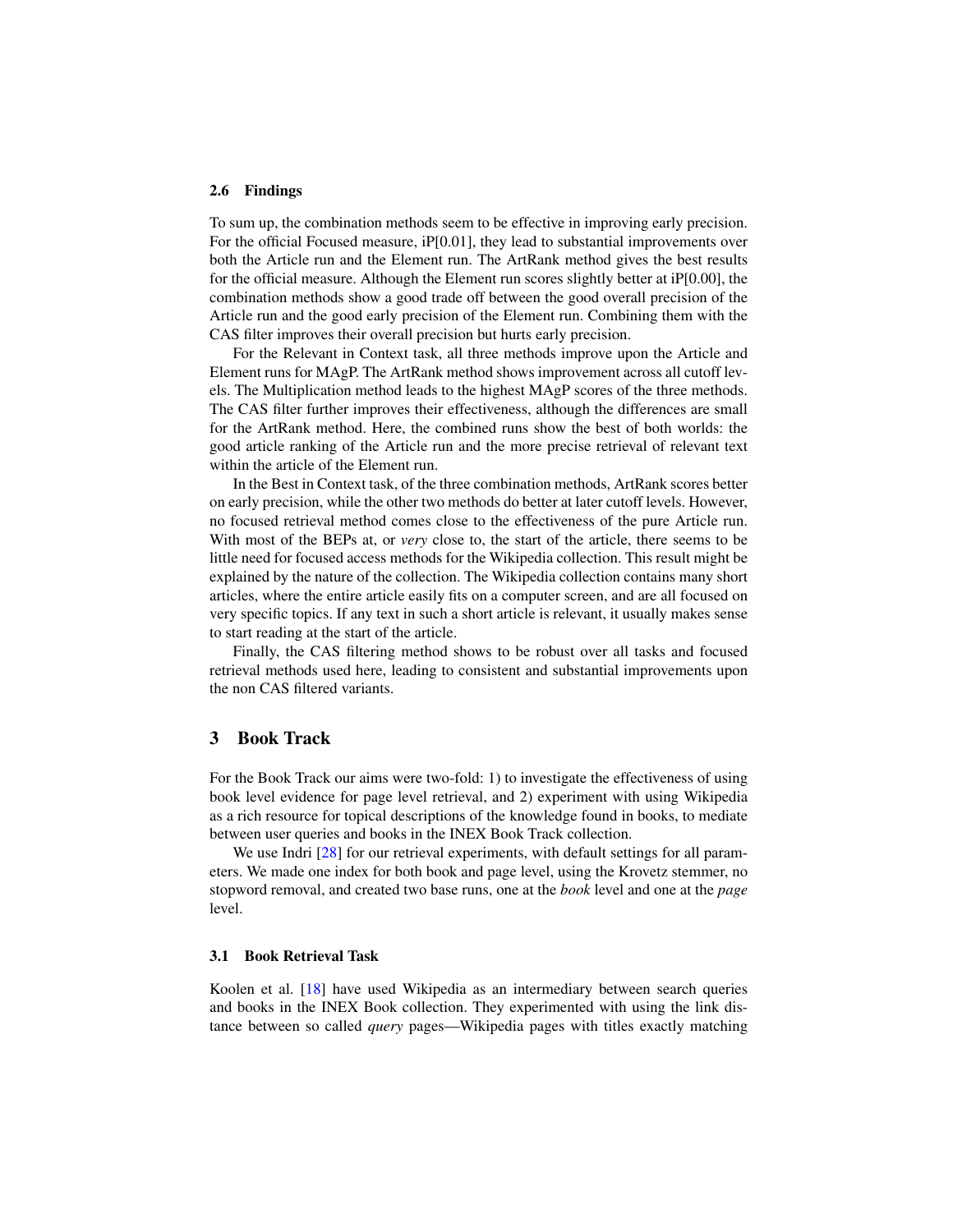### 2.6 Findings

To sum up, the combination methods seem to be effective in improving early precision. For the official Focused measure, iP[0.01], they lead to substantial improvements over both the Article run and the Element run. The ArtRank method gives the best results for the official measure. Although the Element run scores slightly better at iP[0.00], the combination methods show a good trade off between the good overall precision of the Article run and the good early precision of the Element run. Combining them with the CAS filter improves their overall precision but hurts early precision.

For the Relevant in Context task, all three methods improve upon the Article and Element runs for MAgP. The ArtRank method shows improvement across all cutoff levels. The Multiplication method leads to the highest MAgP scores of the three methods. The CAS filter further improves their effectiveness, although the differences are small for the ArtRank method. Here, the combined runs show the best of both worlds: the good article ranking of the Article run and the more precise retrieval of relevant text within the article of the Element run.

In the Best in Context task, of the three combination methods, ArtRank scores better on early precision, while the other two methods do better at later cutoff levels. However, no focused retrieval method comes close to the effectiveness of the pure Article run. With most of the BEPs at, or *very* close to, the start of the article, there seems to be little need for focused access methods for the Wikipedia collection. This result might be explained by the nature of the collection. The Wikipedia collection contains many short articles, where the entire article easily fits on a computer screen, and are all focused on very specific topics. If any text in such a short article is relevant, it usually makes sense to start reading at the start of the article.

Finally, the CAS filtering method shows to be robust over all tasks and focused retrieval methods used here, leading to consistent and substantial improvements upon the non CAS filtered variants.

## 3 Book Track

For the Book Track our aims were two-fold: 1) to investigate the effectiveness of using book level evidence for page level retrieval, and 2) experiment with using Wikipedia as a rich resource for topical descriptions of the knowledge found in books, to mediate between user queries and books in the INEX Book Track collection.

We use Indri [28] for our retrieval experiments, with default settings for all parameters. We made one index for both book and page level, using the Krovetz stemmer, no stopword removal, and created two base runs, one at the *book* level and one at the *page* level.

### 3.1 Book Retrieval Task

Koolen et al. [18] have used Wikipedia as an intermediary between search queries and books in the INEX Book collection. They experimented with using the link distance between so called *query* pages—Wikipedia pages with titles exactly matching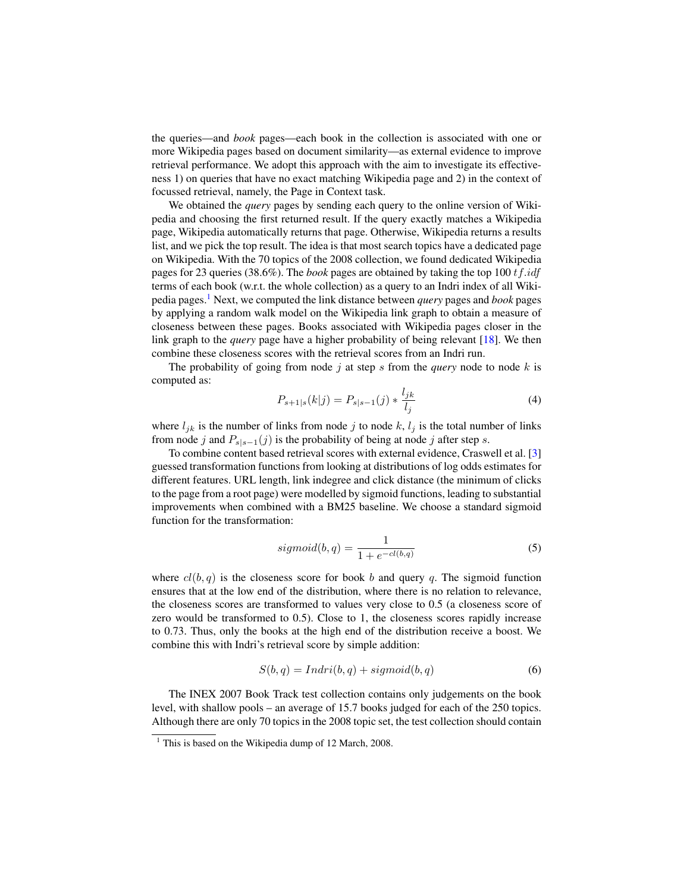the queries—and *book* pages—each book in the collection is associated with one or more Wikipedia pages based on document similarity—as external evidence to improve retrieval performance. We adopt this approach with the aim to investigate its effectiveness 1) on queries that have no exact matching Wikipedia page and 2) in the context of focussed retrieval, namely, the Page in Context task.

We obtained the *query* pages by sending each query to the online version of Wikipedia and choosing the first returned result. If the query exactly matches a Wikipedia page, Wikipedia automatically returns that page. Otherwise, Wikipedia returns a results list, and we pick the top result. The idea is that most search topics have a dedicated page on Wikipedia. With the 70 topics of the 2008 collection, we found dedicated Wikipedia pages for 23 queries (38.6%). The *book* pages are obtained by taking the top 100 $tf.idf$ terms of each book (w.r.t. the whole collection) as a query to an Indri index of all Wikipedia pages.[1] Next, we computed the link distance between *query* pages and *book* pages by applying a random walk model on the Wikipedia link graph to obtain a measure of closeness between these pages. Books associated with Wikipedia pages closer in the link graph to the *query* page have a higher probability of being relevant [18]. We then combine these closeness scores with the retrieval scores from an Indri run.

The probability of going from node $j$ at step $s$ from the *query* node to node $k$ is computed as:

$$P_{s+1|s}(k|j) = P_{s|s-1}(j) * \frac{l_{jk}}{l_j} \tag{4}$$

where $l_{jk}$ is the number of links from node $j$ to node $k$, $l_j$ is the total number of links from node $j$ and $P_{s|s-1}(j)$ is the probability of being at node $j$ after step $s$.

To combine content based retrieval scores with external evidence, Craswell et al. [3] guessed transformation functions from looking at distributions of log odds estimates for different features. URL length, link indegree and click distance (the minimum of clicks to the page from a root page) were modelled by sigmoid functions, leading to substantial improvements when combined with a BM25 baseline. We choose a standard sigmoid function for the transformation:

$$sigmoid(b, q) = \frac{1}{1 + e^{-cl(b,q)}} \tag{5}$$

where $cl(b, q)$ is the closeness score for book $b$ and query $q$. The sigmoid function ensures that at the low end of the distribution, where there is no relation to relevance, the closeness scores are transformed to values very close to 0.5 (a closeness score of zero would be transformed to 0.5). Close to 1, the closeness scores rapidly increase to 0.73. Thus, only the books at the high end of the distribution receive a boost. We combine this with Indri's retrieval score by simple addition:

$$S(b, q) = Indri(b, q) + sigmoid(b, q) \tag{6}$$

The INEX 2007 Book Track test collection contains only judgements on the book level, with shallow pools – an average of 15.7 books judged for each of the 250 topics. Although there are only 70 topics in the 2008 topic set, the test collection should contain

[1] This is based on the Wikipedia dump of 12 March, 2008.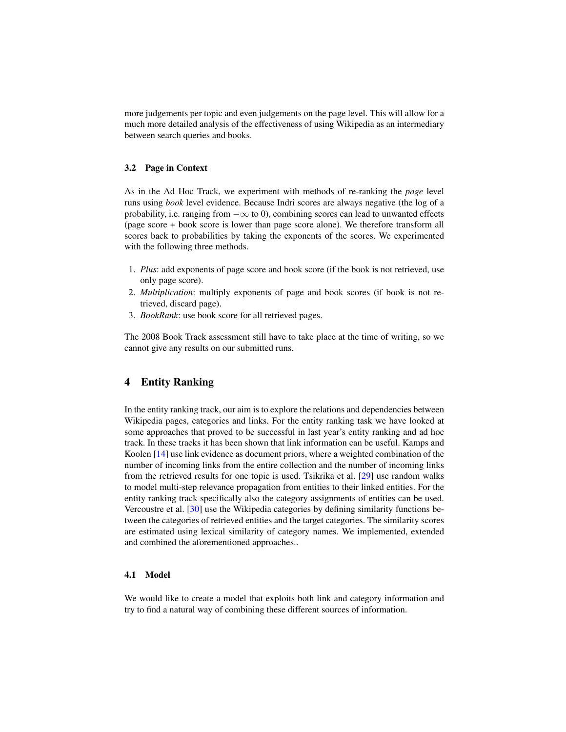more judgements per topic and even judgements on the page level. This will allow for a much more detailed analysis of the effectiveness of using Wikipedia as an intermediary between search queries and books.

### 3.2 Page in Context

As in the Ad Hoc Track, we experiment with methods of re-ranking the *page* level runs using *book* level evidence. Because Indri scores are always negative (the log of a probability, i.e. ranging from $-\infty$ to 0), combining scores can lead to unwanted effects (page score + book score is lower than page score alone). We therefore transform all scores back to probabilities by taking the exponents of the scores. We experimented with the following three methods.

1. *Plus*: add exponents of page score and book score (if the book is not retrieved, use only page score).
2. *Multiplication*: multiply exponents of page and book scores (if book is not retrieved, discard page).
3. *BookRank*: use book score for all retrieved pages.

The 2008 Book Track assessment still have to take place at the time of writing, so we cannot give any results on our submitted runs.

## 4 Entity Ranking

In the entity ranking track, our aim is to explore the relations and dependencies between Wikipedia pages, categories and links. For the entity ranking task we have looked at some approaches that proved to be successful in last year's entity ranking and ad hoc track. In these tracks it has been shown that link information can be useful. Kamps and Koolen [14] use link evidence as document priors, where a weighted combination of the number of incoming links from the entire collection and the number of incoming links from the retrieved results for one topic is used. Tsikrika et al. [29] use random walks to model multi-step relevance propagation from entities to their linked entities. For the entity ranking track specifically also the category assignments of entities can be used. Vercoustre et al. [30] use the Wikipedia categories by defining similarity functions between the categories of retrieved entities and the target categories. The similarity scores are estimated using lexical similarity of category names. We implemented, extended and combined the aforementioned approaches..

### 4.1 Model

We would like to create a model that exploits both link and category information and try to find a natural way of combining these different sources of information.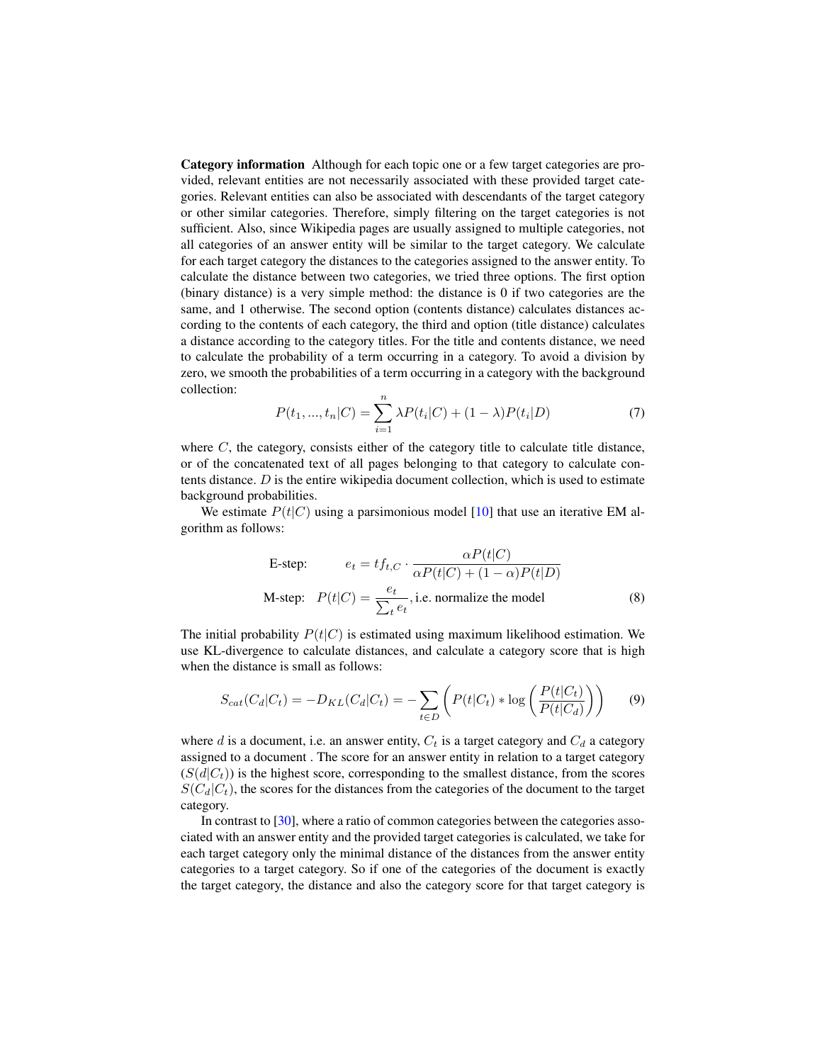**Category information** Although for each topic one or a few target categories are provided, relevant entities are not necessarily associated with these provided target categories. Relevant entities can also be associated with descendants of the target category or other similar categories. Therefore, simply filtering on the target categories is not sufficient. Also, since Wikipedia pages are usually assigned to multiple categories, not all categories of an answer entity will be similar to the target category. We calculate for each target category the distances to the categories assigned to the answer entity. To calculate the distance between two categories, we tried three options. The first option (binary distance) is a very simple method: the distance is 0 if two categories are the same, and 1 otherwise. The second option (contents distance) calculates distances according to the contents of each category, the third and option (title distance) calculates a distance according to the category titles. For the title and contents distance, we need to calculate the probability of a term occurring in a category. To avoid a division by zero, we smooth the probabilities of a term occurring in a category with the background collection:

$$P(t_1, ..., t_n|C) = \sum_{i=1}^{n} \lambda P(t_i|C) + (1 - \lambda) P(t_i|D) \tag{7}$$

where $C$, the category, consists either of the category title to calculate title distance, or of the concatenated text of all pages belonging to that category to calculate contents distance. $D$ is the entire wikipedia document collection, which is used to estimate background probabilities.

We estimate $P(t|C)$ using a parsimonious model [10] that use an iterative EM algorithm as follows:

$$\begin{aligned}
\text{E-step:} \quad & e_t = tf_{t,C} \cdot \frac{\alpha P(t|C)}{\alpha P(t|C) + (1 - \alpha) P(t|D)} \\
\text{M-step:} \quad & P(t|C) = \frac{e_t}{\sum_t e_t}, \text{i.e. normalize the model}
\end{aligned} \tag{8}$$

The initial probability $P(t|C)$ is estimated using maximum likelihood estimation. We use KL-divergence to calculate distances, and calculate a category score that is high when the distance is small as follows:

$$S_{cat}(C_d|C_t) = -D_{KL}(C_d|C_t) = -\sum_{t \in D} \left( P(t|C_t) * \log \left( \frac{P(t|C_t)}{P(t|C_d)} \right) \right) \tag{9}$$

where $d$ is a document, i.e. an answer entity, $C_t$ is a target category and $C_d$ a category assigned to a document . The score for an answer entity in relation to a target category ($S(d|C_t)$) is the highest score, corresponding to the smallest distance, from the scores $S(C_d|C_t)$, the scores for the distances from the categories of the document to the target category.

In contrast to [30], where a ratio of common categories between the categories associated with an answer entity and the provided target categories is calculated, we take for each target category only the minimal distance of the distances from the answer entity categories to a target category. So if one of the categories of the document is exactly the target category, the distance and also the category score for that target category is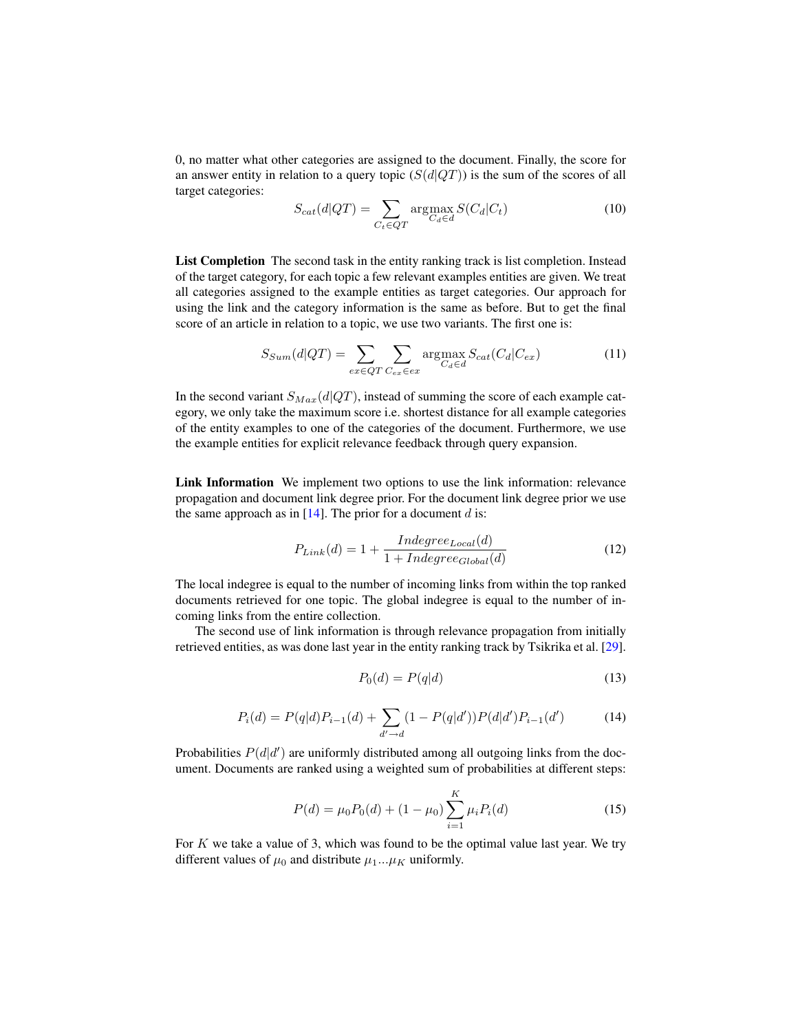0, no matter what other categories are assigned to the document. Finally, the score for an answer entity in relation to a query topic ($S(d|QT)$) is the sum of the scores of all target categories:

$$S_{cat}(d|QT) = \sum_{C_t \in QT} \underset{C_d \in d}{\operatorname{argmax}} S(C_d|C_t) \tag{10}$$

**List Completion** The second task in the entity ranking track is list completion. Instead of the target category, for each topic a few relevant examples entities are given. We treat all categories assigned to the example entities as target categories. Our approach for using the link and the category information is the same as before. But to get the final score of an article in relation to a topic, we use two variants. The first one is:

$$S_{Sum}(d|QT) = \sum_{ex \in QT} \sum_{C_{ex} \in ex} \underset{C_d \in d}{\operatorname{argmax}} S_{cat}(C_d|C_{ex}) \tag{11}$$

In the second variant $S_{Max}(d|QT)$, instead of summing the score of each example category, we only take the maximum score i.e. shortest distance for all example categories of the entity examples to one of the categories of the document. Furthermore, we use the example entities for explicit relevance feedback through query expansion.

**Link Information** We implement two options to use the link information: relevance propagation and document link degree prior. For the document link degree prior we use the same approach as in [14]. The prior for a document $d$ is:

$$P_{Link}(d) = 1 + \frac{Indegree_{Local}(d)}{1 + Indegree_{Global}(d)} \tag{12}$$

The local indegree is equal to the number of incoming links from within the top ranked documents retrieved for one topic. The global indegree is equal to the number of incoming links from the entire collection.

The second use of link information is through relevance propagation from initially retrieved entities, as was done last year in the entity ranking track by Tsikrika et al. [29].

$$P_0(d) = P(q|d) \tag{13}$$

$$P_i(d) = P(q|d)P_{i-1}(d) + \sum_{d' \to d} (1 - P(q|d'))P(d|d')P_{i-1}(d') \tag{14}$$

Probabilities $P(d|d')$ are uniformly distributed among all outgoing links from the document. Documents are ranked using a weighted sum of probabilities at different steps:

$$P(d) = \mu_0 P_0(d) + (1 - \mu_0) \sum_{i=1}^{K} \mu_i P_i(d) \tag{15}$$

For $K$ we take a value of 3, which was found to be the optimal value last year. We try different values of $\mu_0$ and distribute $\mu_1 ... \mu_K$ uniformly.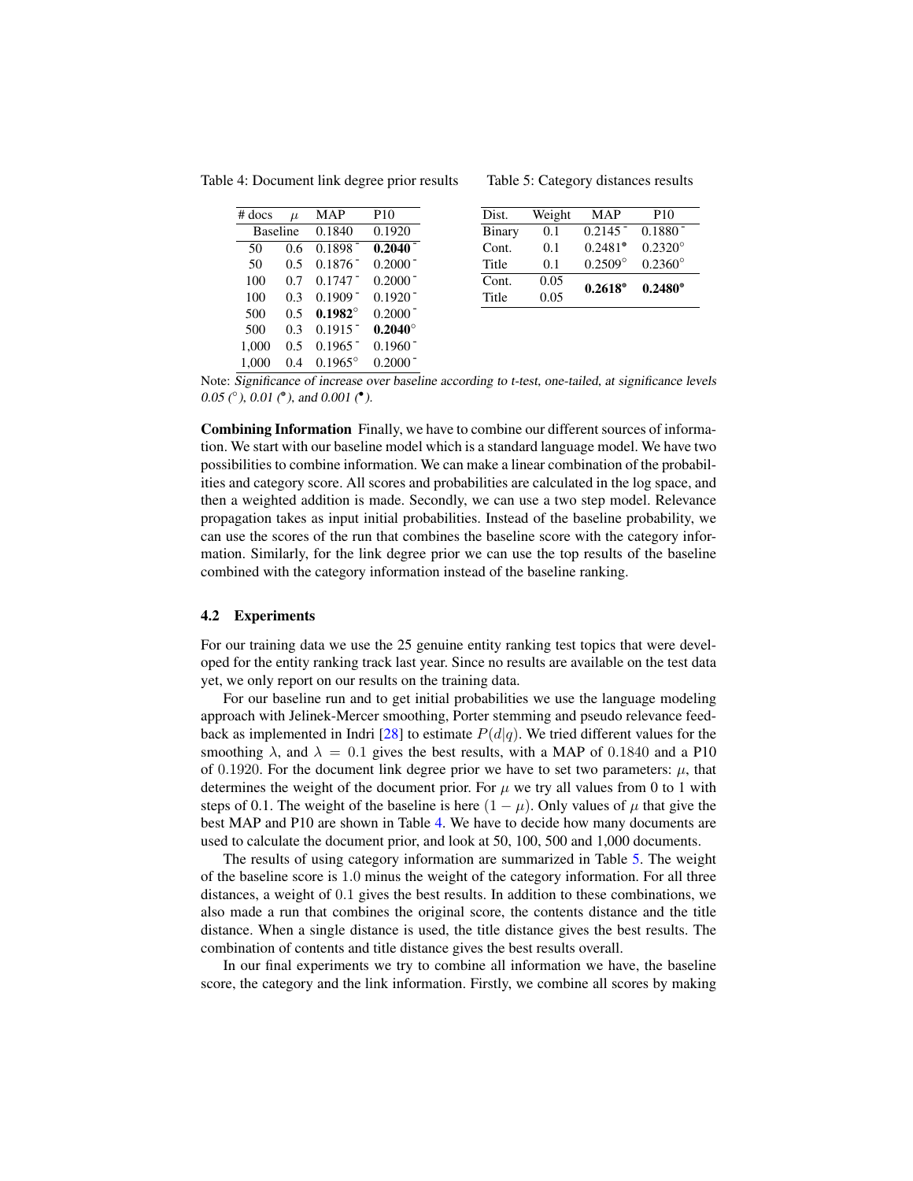Table 4: Document link degree prior results

| # docs | $\mu$ | MAP | P10 |
|---|---|---|---|
| Baseline | | 0.1840 | 0.1920 |
| 50 | 0.6 | 0.1898 ⁻ | **0.2040** ⁻ |
| 50 | 0.5 | 0.1876 ⁻ | 0.2000 ⁻ |
| 100 | 0.7 | 0.1747 ⁻ | 0.2000 ⁻ |
| 100 | 0.3 | 0.1909 ⁻ | 0.1920 ⁻ |
| 500 | 0.5 | **0.1982**° | 0.2000 ⁻ |
| 500 | 0.3 | 0.1915 ⁻ | **0.2040**° |
| 1,000 | 0.5 | 0.1965 ⁻ | 0.1960 ⁻ |
| 1,000 | 0.4 | 0.1965° | 0.2000 ⁻ |

Table 5: Category distances results

| Dist. | Weight | MAP | P10 |
|---|---|---|---|
| Binary | 0.1 | 0.2145 ⁻ | 0.1880 ⁻ |
| Cont. | 0.1 | 0.2481◉ | 0.2320° |
| Title | 0.1 | 0.2509° | 0.2360° |
| Cont. / Title | 0.05 / 0.05 | **0.2618**◉ | **0.2480**◉ |

Note: *Significance of increase over baseline according to t-test, one-tailed, at significance levels 0.05 (°), 0.01 (◉), and 0.001 (•).*

**Combining Information** Finally, we have to combine our different sources of information. We start with our baseline model which is a standard language model. We have two possibilities to combine information. We can make a linear combination of the probabilities and category score. All scores and probabilities are calculated in the log space, and then a weighted addition is made. Secondly, we can use a two step model. Relevance propagation takes as input initial probabilities. Instead of the baseline probability, we can use the scores of the run that combines the baseline score with the category information. Similarly, for the link degree prior we can use the top results of the baseline combined with the category information instead of the baseline ranking.

### 4.2 Experiments

For our training data we use the 25 genuine entity ranking test topics that were developed for the entity ranking track last year. Since no results are available on the test data yet, we only report on our results on the training data.

For our baseline run and to get initial probabilities we use the language modeling approach with Jelinek-Mercer smoothing, Porter stemming and pseudo relevance feedback as implemented in Indri [28] to estimate $P(d|q)$. We tried different values for the smoothing $\lambda$, and $\lambda = 0.1$ gives the best results, with a MAP of $0.1840$ and a P10 of $0.1920$. For the document link degree prior we have to set two parameters: $\mu$, that determines the weight of the document prior. For $\mu$ we try all values from 0 to 1 with steps of 0.1. The weight of the baseline is here $(1 - \mu)$. Only values of $\mu$ that give the best MAP and P10 are shown in Table 4. We have to decide how many documents are used to calculate the document prior, and look at 50, 100, 500 and 1,000 documents.

The results of using category information are summarized in Table 5. The weight of the baseline score is $1.0$ minus the weight of the category information. For all three distances, a weight of $0.1$ gives the best results. In addition to these combinations, we also made a run that combines the original score, the contents distance and the title distance. When a single distance is used, the title distance gives the best results. The combination of contents and title distance gives the best results overall.

In our final experiments we try to combine all information we have, the baseline score, the category and the link information. Firstly, we combine all scores by making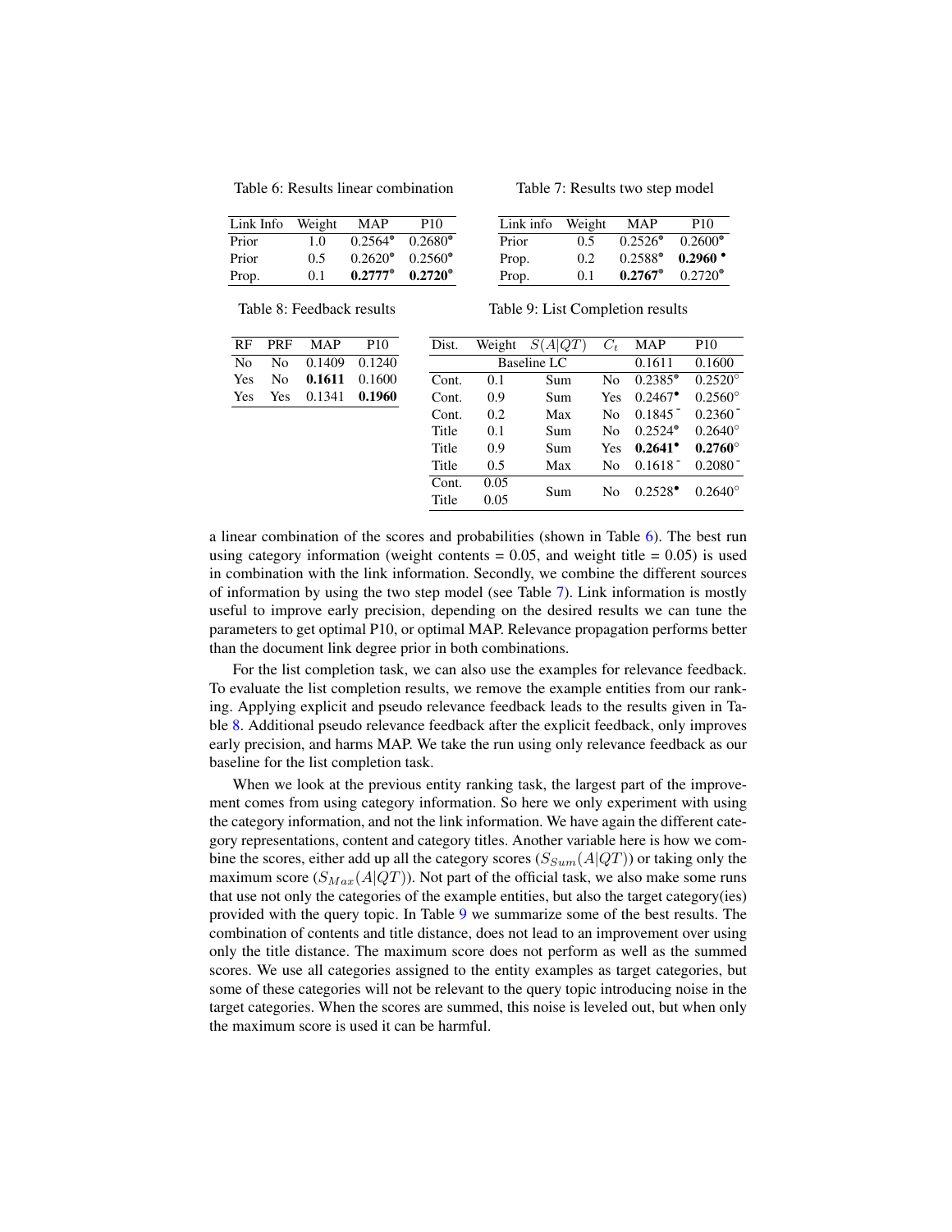Table 6: Results linear combination

| Link Info | Weight | MAP | P10 |
|---|---|---|---|
| Prior | 1.0 | 0.2564[•] | 0.2680[•] |
| Prior | 0.5 | 0.2620[•] | 0.2560[•] |
| Prop. | 0.1 | **0.2777**[•] | **0.2720**[•] |

Table 7: Results two step model

| Link info | Weight | MAP | P10 |
|---|---|---|---|
| Prior | 0.5 | 0.2526[•] | 0.2600[•] |
| Prop. | 0.2 | 0.2588[•] | **0.2960**[•] |
| Prop. | 0.1 | **0.2767**[•] | 0.2720[•] |

Table 8: Feedback results

| RF | PRF | MAP | P10 |
|---|---|---|---|
| No | No | 0.1409 | 0.1240 |
| Yes | No | **0.1611** | 0.1600 |
| Yes | Yes | 0.1341 | **0.1960** |

Table 9: List Completion results

| Dist. | Weight | $S(A\|QT)$ | $C_t$ | MAP | P10 |
|---|---|---|---|---|---|
| Baseline LC | | | | 0.1611 | 0.1600 |
| Cont. | 0.1 | Sum | No | 0.2385[•] | 0.2520[◦] |
| Cont. | 0.9 | Sum | Yes | 0.2467[•] | 0.2560[◦] |
| Cont. | 0.2 | Max | No | 0.1845[-] | 0.2360[-] |
| Title | 0.1 | Sum | No | 0.2524[•] | 0.2640[◦] |
| Title | 0.9 | Sum | Yes | **0.2641**[•] | **0.2760**[◦] |
| Title | 0.5 | Max | No | 0.1618[-] | 0.2080[-] |
| Cont. / Title | 0.05 / 0.05 | Sum | No | 0.2528[•] | 0.2640[◦] |

a linear combination of the scores and probabilities (shown in Table 6). The best run using category information (weight contents = 0.05, and weight title = 0.05) is used in combination with the link information. Secondly, we combine the different sources of information by using the two step model (see Table 7). Link information is mostly useful to improve early precision, depending on the desired results we can tune the parameters to get optimal P10, or optimal MAP. Relevance propagation performs better than the document link degree prior in both combinations.

For the list completion task, we can also use the examples for relevance feedback. To evaluate the list completion results, we remove the example entities from our ranking. Applying explicit and pseudo relevance feedback leads to the results given in Table 8. Additional pseudo relevance feedback after the explicit feedback, only improves early precision, and harms MAP. We take the run using only relevance feedback as our baseline for the list completion task.

When we look at the previous entity ranking task, the largest part of the improvement comes from using category information. So here we only experiment with using the category information, and not the link information. We have again the different category representations, content and category titles. Another variable here is how we combine the scores, either add up all the category scores ($S_{Sum}(A|QT)$) or taking only the maximum score ($S_{Max}(A|QT)$). Not part of the official task, we also make some runs that use not only the categories of the example entities, but also the target category(ies) provided with the query topic. In Table 9 we summarize some of the best results. The combination of contents and title distance, does not lead to an improvement over using only the title distance. The maximum score does not perform as well as the summed scores. We use all categories assigned to the entity examples as target categories, but some of these categories will not be relevant to the query topic introducing noise in the target categories. When the scores are summed, this noise is leveled out, but when only the maximum score is used it can be harmful.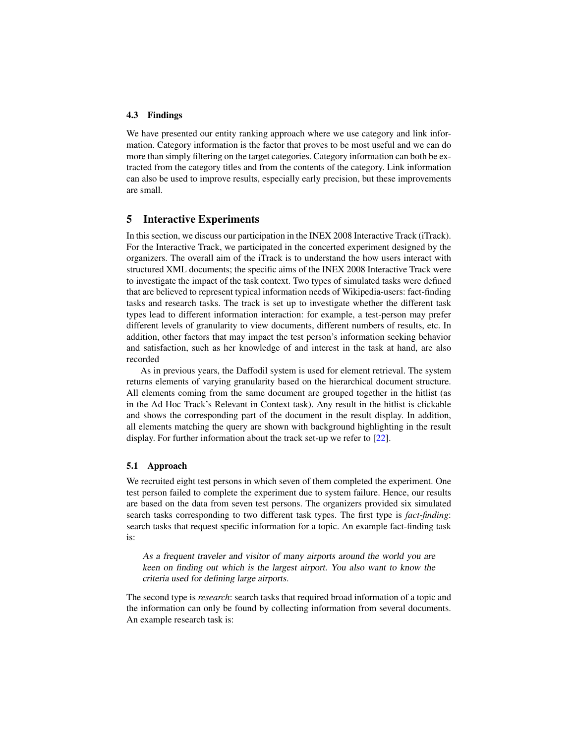### 4.3 Findings

We have presented our entity ranking approach where we use category and link information. Category information is the factor that proves to be most useful and we can do more than simply filtering on the target categories. Category information can both be extracted from the category titles and from the contents of the category. Link information can also be used to improve results, especially early precision, but these improvements are small.

## 5 Interactive Experiments

In this section, we discuss our participation in the INEX 2008 Interactive Track (iTrack). For the Interactive Track, we participated in the concerted experiment designed by the organizers. The overall aim of the iTrack is to understand the how users interact with structured XML documents; the specific aims of the INEX 2008 Interactive Track were to investigate the impact of the task context. Two types of simulated tasks were defined that are believed to represent typical information needs of Wikipedia-users: fact-finding tasks and research tasks. The track is set up to investigate whether the different task types lead to different information interaction: for example, a test-person may prefer different levels of granularity to view documents, different numbers of results, etc. In addition, other factors that may impact the test person's information seeking behavior and satisfaction, such as her knowledge of and interest in the task at hand, are also recorded

As in previous years, the Daffodil system is used for element retrieval. The system returns elements of varying granularity based on the hierarchical document structure. All elements coming from the same document are grouped together in the hitlist (as in the Ad Hoc Track's Relevant in Context task). Any result in the hitlist is clickable and shows the corresponding part of the document in the result display. In addition, all elements matching the query are shown with background highlighting in the result display. For further information about the track set-up we refer to [22].

### 5.1 Approach

We recruited eight test persons in which seven of them completed the experiment. One test person failed to complete the experiment due to system failure. Hence, our results are based on the data from seven test persons. The organizers provided six simulated search tasks corresponding to two different task types. The first type is *fact-finding*: search tasks that request specific information for a topic. An example fact-finding task is:

> *As a frequent traveler and visitor of many airports around the world you are keen on finding out which is the largest airport. You also want to know the criteria used for defining large airports.*

The second type is *research*: search tasks that required broad information of a topic and the information can only be found by collecting information from several documents. An example research task is: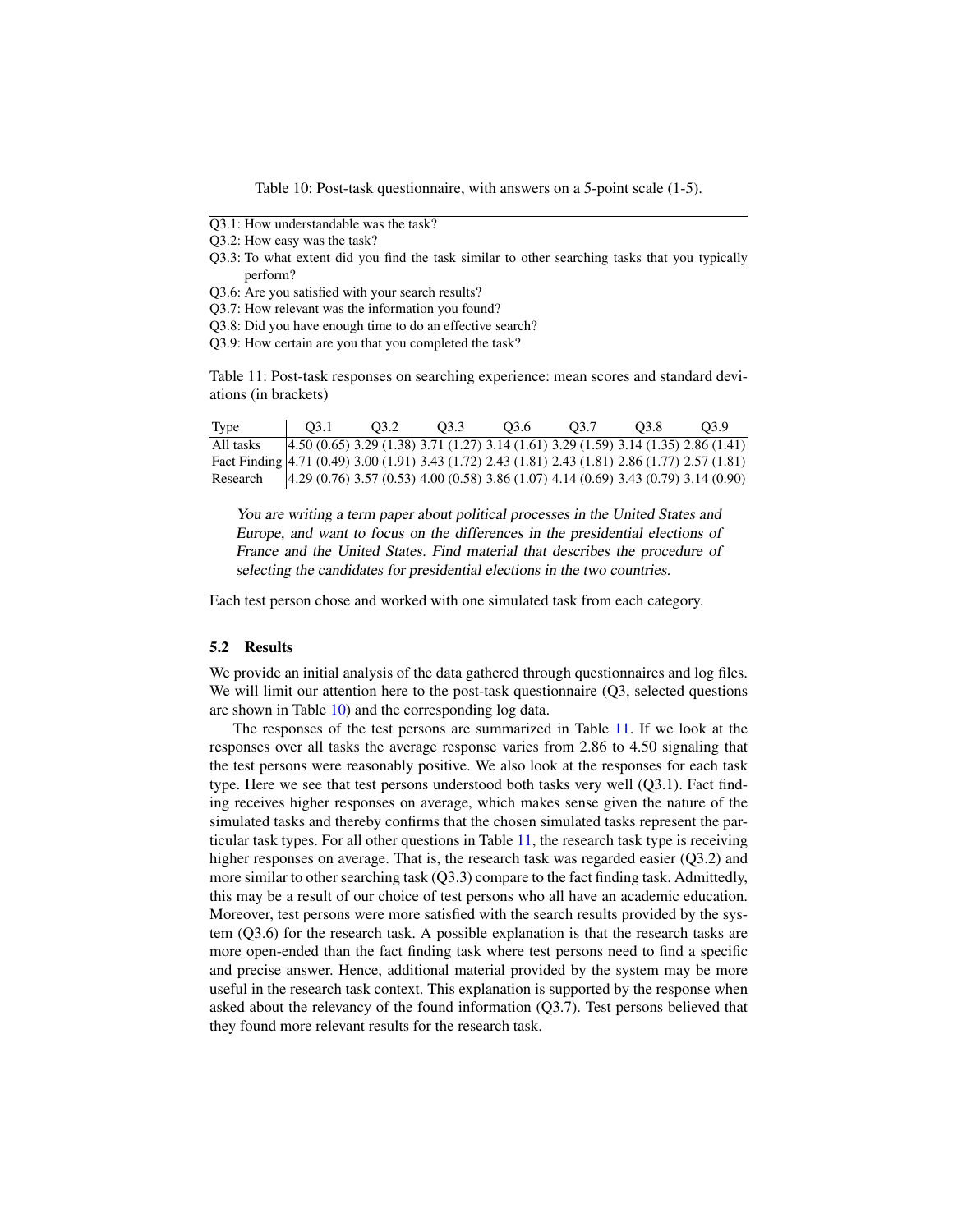Table 10: Post-task questionnaire, with answers on a 5-point scale (1-5).

| |
|---|
| Q3.1: How understandable was the task? |
| Q3.2: How easy was the task? |
| Q3.3: To what extent did you find the task similar to other searching tasks that you typically perform? |
| Q3.6: Are you satisfied with your search results? |
| Q3.7: How relevant was the information you found? |
| Q3.8: Did you have enough time to do an effective search? |
| Q3.9: How certain are you that you completed the task? |

Table 11: Post-task responses on searching experience: mean scores and standard deviations (in brackets)

| Type | Q3.1 | Q3.2 | Q3.3 | Q3.6 | Q3.7 | Q3.8 | Q3.9 |
|---|---|---|---|---|---|---|---|
| All tasks | 4.50 (0.65) | 3.29 (1.38) | 3.71 (1.27) | 3.14 (1.61) | 3.29 (1.59) | 3.14 (1.35) | 2.86 (1.41) |
| Fact Finding | 4.71 (0.49) | 3.00 (1.91) | 3.43 (1.72) | 2.43 (1.81) | 2.43 (1.81) | 2.86 (1.77) | 2.57 (1.81) |
| Research | 4.29 (0.76) | 3.57 (0.53) | 4.00 (0.58) | 3.86 (1.07) | 4.14 (0.69) | 3.43 (0.79) | 3.14 (0.90) |

> *You are writing a term paper about political processes in the United States and Europe, and want to focus on the differences in the presidential elections of France and the United States. Find material that describes the procedure of selecting the candidates for presidential elections in the two countries.*

Each test person chose and worked with one simulated task from each category.

### 5.2 Results

We provide an initial analysis of the data gathered through questionnaires and log files. We will limit our attention here to the post-task questionnaire (Q3, selected questions are shown in Table 10) and the corresponding log data.

The responses of the test persons are summarized in Table 11. If we look at the responses over all tasks the average response varies from 2.86 to 4.50 signaling that the test persons were reasonably positive. We also look at the responses for each task type. Here we see that test persons understood both tasks very well (Q3.1). Fact finding receives higher responses on average, which makes sense given the nature of the simulated tasks and thereby confirms that the chosen simulated tasks represent the particular task types. For all other questions in Table 11, the research task type is receiving higher responses on average. That is, the research task was regarded easier (Q3.2) and more similar to other searching task (Q3.3) compare to the fact finding task. Admittedly, this may be a result of our choice of test persons who all have an academic education. Moreover, test persons were more satisfied with the search results provided by the system (Q3.6) for the research task. A possible explanation is that the research tasks are more open-ended than the fact finding task where test persons need to find a specific and precise answer. Hence, additional material provided by the system may be more useful in the research task context. This explanation is supported by the response when asked about the relevancy of the found information (Q3.7). Test persons believed that they found more relevant results for the research task.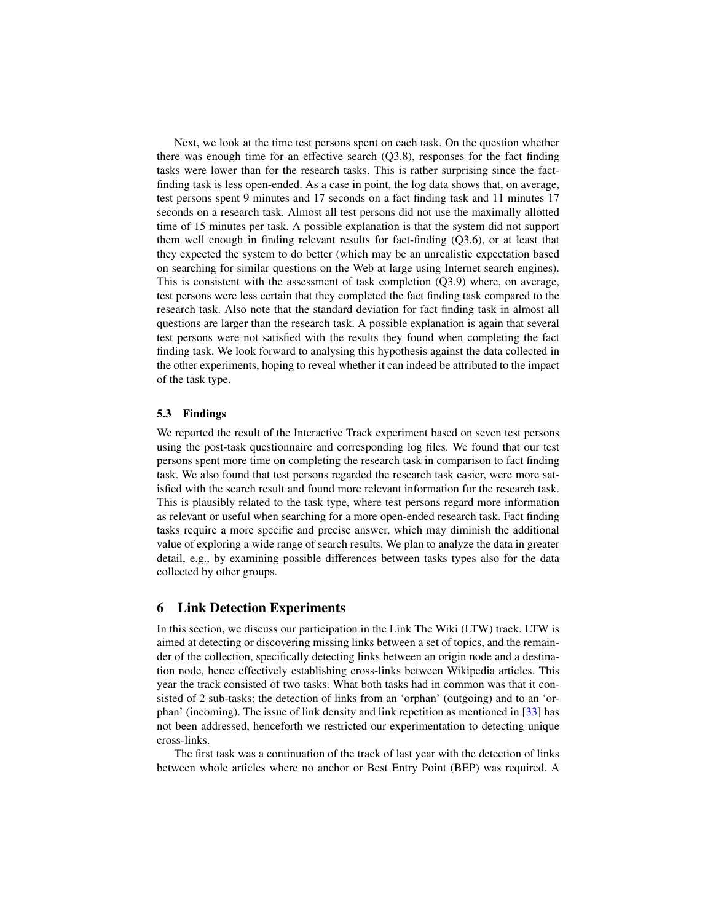Next, we look at the time test persons spent on each task. On the question whether there was enough time for an effective search (Q3.8), responses for the fact finding tasks were lower than for the research tasks. This is rather surprising since the fact-finding task is less open-ended. As a case in point, the log data shows that, on average, test persons spent 9 minutes and 17 seconds on a fact finding task and 11 minutes 17 seconds on a research task. Almost all test persons did not use the maximally allotted time of 15 minutes per task. A possible explanation is that the system did not support them well enough in finding relevant results for fact-finding (Q3.6), or at least that they expected the system to do better (which may be an unrealistic expectation based on searching for similar questions on the Web at large using Internet search engines). This is consistent with the assessment of task completion (Q3.9) where, on average, test persons were less certain that they completed the fact finding task compared to the research task. Also note that the standard deviation for fact finding task in almost all questions are larger than the research task. A possible explanation is again that several test persons were not satisfied with the results they found when completing the fact finding task. We look forward to analysing this hypothesis against the data collected in the other experiments, hoping to reveal whether it can indeed be attributed to the impact of the task type.

### 5.3 Findings

We reported the result of the Interactive Track experiment based on seven test persons using the post-task questionnaire and corresponding log files. We found that our test persons spent more time on completing the research task in comparison to fact finding task. We also found that test persons regarded the research task easier, were more satisfied with the search result and found more relevant information for the research task. This is plausibly related to the task type, where test persons regard more information as relevant or useful when searching for a more open-ended research task. Fact finding tasks require a more specific and precise answer, which may diminish the additional value of exploring a wide range of search results. We plan to analyze the data in greater detail, e.g., by examining possible differences between tasks types also for the data collected by other groups.

## 6 Link Detection Experiments

In this section, we discuss our participation in the Link The Wiki (LTW) track. LTW is aimed at detecting or discovering missing links between a set of topics, and the remainder of the collection, specifically detecting links between an origin node and a destination node, hence effectively establishing cross-links between Wikipedia articles. This year the track consisted of two tasks. What both tasks had in common was that it consisted of 2 sub-tasks; the detection of links from an 'orphan' (outgoing) and to an 'orphan' (incoming). The issue of link density and link repetition as mentioned in [33] has not been addressed, henceforth we restricted our experimentation to detecting unique cross-links.

The first task was a continuation of the track of last year with the detection of links between whole articles where no anchor or Best Entry Point (BEP) was required. A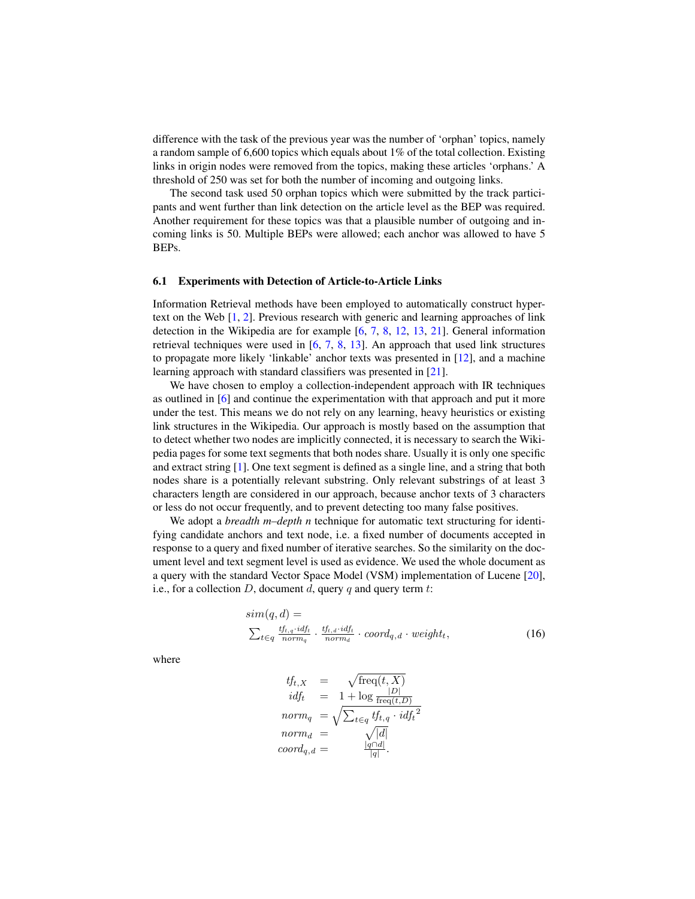difference with the task of the previous year was the number of 'orphan' topics, namely a random sample of 6,600 topics which equals about 1% of the total collection. Existing links in origin nodes were removed from the topics, making these articles 'orphans.' A threshold of 250 was set for both the number of incoming and outgoing links.

The second task used 50 orphan topics which were submitted by the track participants and went further than link detection on the article level as the BEP was required. Another requirement for these topics was that a plausible number of outgoing and incoming links is 50. Multiple BEPs were allowed; each anchor was allowed to have 5 BEPs.

### 6.1 Experiments with Detection of Article-to-Article Links

Information Retrieval methods have been employed to automatically construct hypertext on the Web [1, 2]. Previous research with generic and learning approaches of link detection in the Wikipedia are for example [6, 7, 8, 12, 13, 21]. General information retrieval techniques were used in [6, 7, 8, 13]. An approach that used link structures to propagate more likely 'linkable' anchor texts was presented in [12], and a machine learning approach with standard classifiers was presented in [21].

We have chosen to employ a collection-independent approach with IR techniques as outlined in [6] and continue the experimentation with that approach and put it more under the test. This means we do not rely on any learning, heavy heuristics or existing link structures in the Wikipedia. Our approach is mostly based on the assumption that to detect whether two nodes are implicitly connected, it is necessary to search the Wikipedia pages for some text segments that both nodes share. Usually it is only one specific and extract string [1]. One text segment is defined as a single line, and a string that both nodes share is a potentially relevant substring. Only relevant substrings of at least 3 characters length are considered in our approach, because anchor texts of 3 characters or less do not occur frequently, and to prevent detecting too many false positives.

We adopt a *breadth m–depth n* technique for automatic text structuring for identifying candidate anchors and text node, i.e. a fixed number of documents accepted in response to a query and fixed number of iterative searches. So the similarity on the document level and text segment level is used as evidence. We used the whole document as a query with the standard Vector Space Model (VSM) implementation of Lucene [20], i.e., for a collection $D$, document $d$, query $q$ and query term $t$:

$$sim(q,d) = \sum_{t \in q} \frac{tf_{t,q} \cdot idf_t}{norm_q} \cdot \frac{tf_{t,d} \cdot idf_t}{norm_d} \cdot coord_{q,d} \cdot weight_t, \tag{16}$$

where

$$\begin{aligned}
tf_{t,X} &= \sqrt{\text{freq}(t,X)} \\
idf_t &= 1 + \log \frac{|D|}{\text{freq}(t,D)} \\
norm_q &= \sqrt{\sum_{t \in q} tf_{t,q} \cdot idf_t{}^2} \\
norm_d &= \sqrt{|d|} \\
coord_{q,d} &= \frac{|q \cap d|}{|q|}.
\end{aligned}$$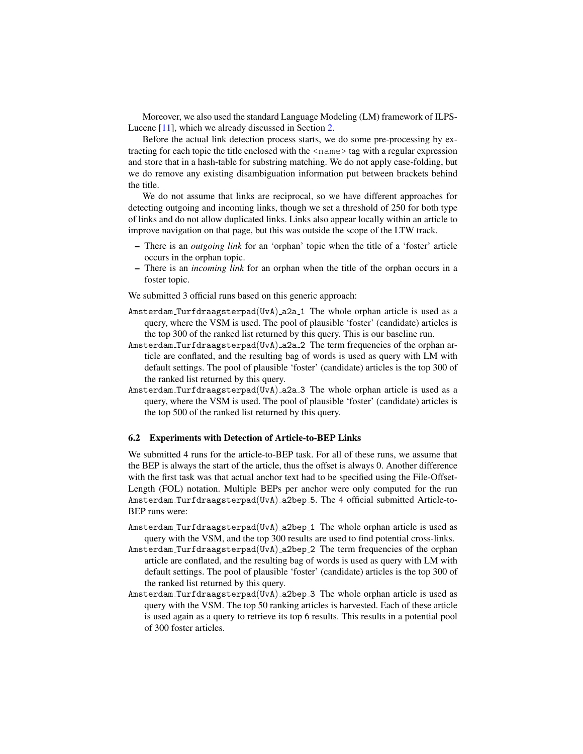Moreover, we also used the standard Language Modeling (LM) framework of ILPS-Lucene [11], which we already discussed in Section 2.

Before the actual link detection process starts, we do some pre-processing by extracting for each topic the title enclosed with the `<name>` tag with a regular expression and store that in a hash-table for substring matching. We do not apply case-folding, but we do remove any existing disambiguation information put between brackets behind the title.

We do not assume that links are reciprocal, so we have different approaches for detecting outgoing and incoming links, though we set a threshold of 250 for both type of links and do not allow duplicated links. Links also appear locally within an article to improve navigation on that page, but this was outside the scope of the LTW track.

- There is an *outgoing link* for an 'orphan' topic when the title of a 'foster' article occurs in the orphan topic.
- There is an *incoming link* for an orphan when the title of the orphan occurs in a foster topic.

We submitted 3 official runs based on this generic approach:

`Amsterdam_Turfdraagsterpad(UvA)_a2a_1` The whole orphan article is used as a query, where the VSM is used. The pool of plausible 'foster' (candidate) articles is the top 300 of the ranked list returned by this query. This is our baseline run.

`Amsterdam_Turfdraagsterpad(UvA)_a2a_2` The term frequencies of the orphan article are conflated, and the resulting bag of words is used as query with LM with default settings. The pool of plausible 'foster' (candidate) articles is the top 300 of the ranked list returned by this query.

`Amsterdam_Turfdraagsterpad(UvA)_a2a_3` The whole orphan article is used as a query, where the VSM is used. The pool of plausible 'foster' (candidate) articles is the top 500 of the ranked list returned by this query.

### 6.2 Experiments with Detection of Article-to-BEP Links

We submitted 4 runs for the article-to-BEP task. For all of these runs, we assume that the BEP is always the start of the article, thus the offset is always 0. Another difference with the first task was that actual anchor text had to be specified using the File-Offset-Length (FOL) notation. Multiple BEPs per anchor were only computed for the run `Amsterdam_Turfdraagsterpad(UvA)_a2bep_5`. The 4 official submitted Article-to-BEP runs were:

`Amsterdam_Turfdraagsterpad(UvA)_a2bep_1` The whole orphan article is used as query with the VSM, and the top 300 results are used to find potential cross-links.

`Amsterdam_Turfdraagsterpad(UvA)_a2bep_2` The term frequencies of the orphan article are conflated, and the resulting bag of words is used as query with LM with default settings. The pool of plausible 'foster' (candidate) articles is the top 300 of the ranked list returned by this query.

`Amsterdam_Turfdraagsterpad(UvA)_a2bep_3` The whole orphan article is used as query with the VSM. The top 50 ranking articles is harvested. Each of these article is used again as a query to retrieve its top 6 results. This results in a potential pool of 300 foster articles.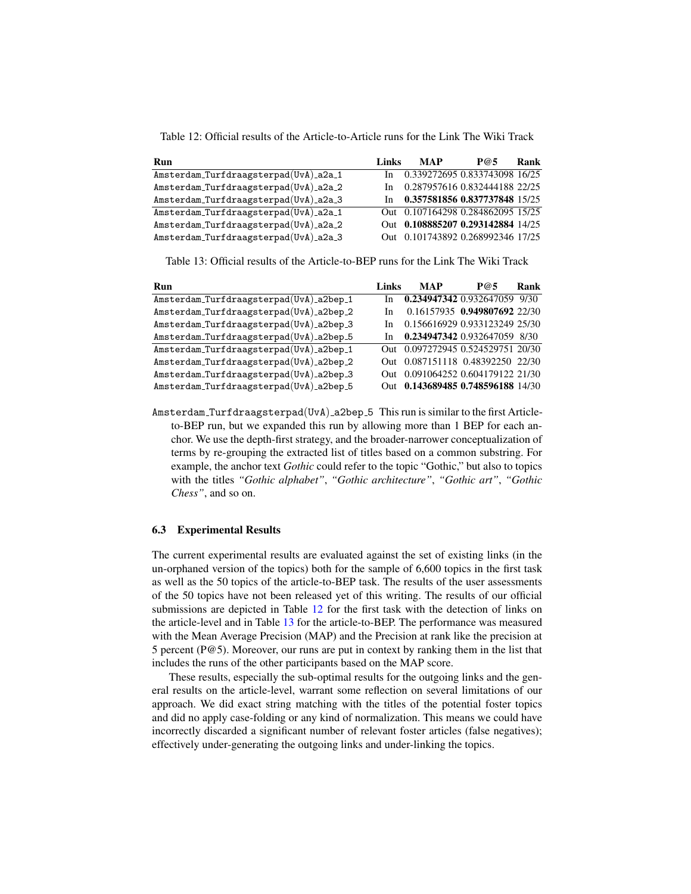Table 12: Official results of the Article-to-Article runs for the Link The Wiki Track

| Run | Links | MAP | P@5 | Rank |
|---|---|---|---|---|
| Amsterdam_Turfdraagsterpad(UvA)_a2a_1 | In | 0.339272695 | 0.833743098 | 16/25 |
| Amsterdam_Turfdraagsterpad(UvA)_a2a_2 | In | 0.287957616 | 0.832444188 | 22/25 |
| Amsterdam_Turfdraagsterpad(UvA)_a2a_3 | In | **0.357581856** | **0.837737848** | 15/25 |
| Amsterdam_Turfdraagsterpad(UvA)_a2a_1 | Out | 0.107164298 | 0.284862095 | 15/25 |
| Amsterdam_Turfdraagsterpad(UvA)_a2a_2 | Out | **0.108885207** | **0.293142884** | 14/25 |
| Amsterdam_Turfdraagsterpad(UvA)_a2a_3 | Out | 0.101743892 | 0.268992346 | 17/25 |

Table 13: Official results of the Article-to-BEP runs for the Link The Wiki Track

| Run | Links | MAP | P@5 | Rank |
|---|---|---|---|---|
| Amsterdam_Turfdraagsterpad(UvA)_a2bep_1 | In | **0.234947342** | 0.932647059 | 9/30 |
| Amsterdam_Turfdraagsterpad(UvA)_a2bep_2 | In | 0.16157935 | **0.949807692** | 22/30 |
| Amsterdam_Turfdraagsterpad(UvA)_a2bep_3 | In | 0.156616929 | 0.933123249 | 25/30 |
| Amsterdam_Turfdraagsterpad(UvA)_a2bep_5 | In | **0.234947342** | 0.932647059 | 8/30 |
| Amsterdam_Turfdraagsterpad(UvA)_a2bep_1 | Out | 0.097272945 | 0.524529751 | 20/30 |
| Amsterdam_Turfdraagsterpad(UvA)_a2bep_2 | Out | 0.087151118 | 0.48392250 | 22/30 |
| Amsterdam_Turfdraagsterpad(UvA)_a2bep_3 | Out | 0.091064252 | 0.604179122 | 21/30 |
| Amsterdam_Turfdraagsterpad(UvA)_a2bep_5 | Out | **0.143689485** | **0.748596188** | 14/30 |

Amsterdam_Turfdraagsterpad(UvA)_a2bep_5 This run is similar to the first Article-to-BEP run, but we expanded this run by allowing more than 1 BEP for each anchor. We use the depth-first strategy, and the broader-narrower conceptualization of terms by re-grouping the extracted list of titles based on a common substring. For example, the anchor text *Gothic* could refer to the topic "Gothic," but also to topics with the titles *"Gothic alphabet"*, *"Gothic architecture"*, *"Gothic art"*, *"Gothic Chess"*, and so on.

### 6.3 Experimental Results

The current experimental results are evaluated against the set of existing links (in the un-orphaned version of the topics) both for the sample of 6,600 topics in the first task as well as the 50 topics of the article-to-BEP task. The results of the user assessments of the 50 topics have not been released yet of this writing. The results of our official submissions are depicted in Table 12 for the first task with the detection of links on the article-level and in Table 13 for the article-to-BEP. The performance was measured with the Mean Average Precision (MAP) and the Precision at rank like the precision at 5 percent (P@5). Moreover, our runs are put in context by ranking them in the list that includes the runs of the other participants based on the MAP score.

These results, especially the sub-optimal results for the outgoing links and the general results on the article-level, warrant some reflection on several limitations of our approach. We did exact string matching with the titles of the potential foster topics and did no apply case-folding or any kind of normalization. This means we could have incorrectly discarded a significant number of relevant foster articles (false negatives); effectively under-generating the outgoing links and under-linking the topics.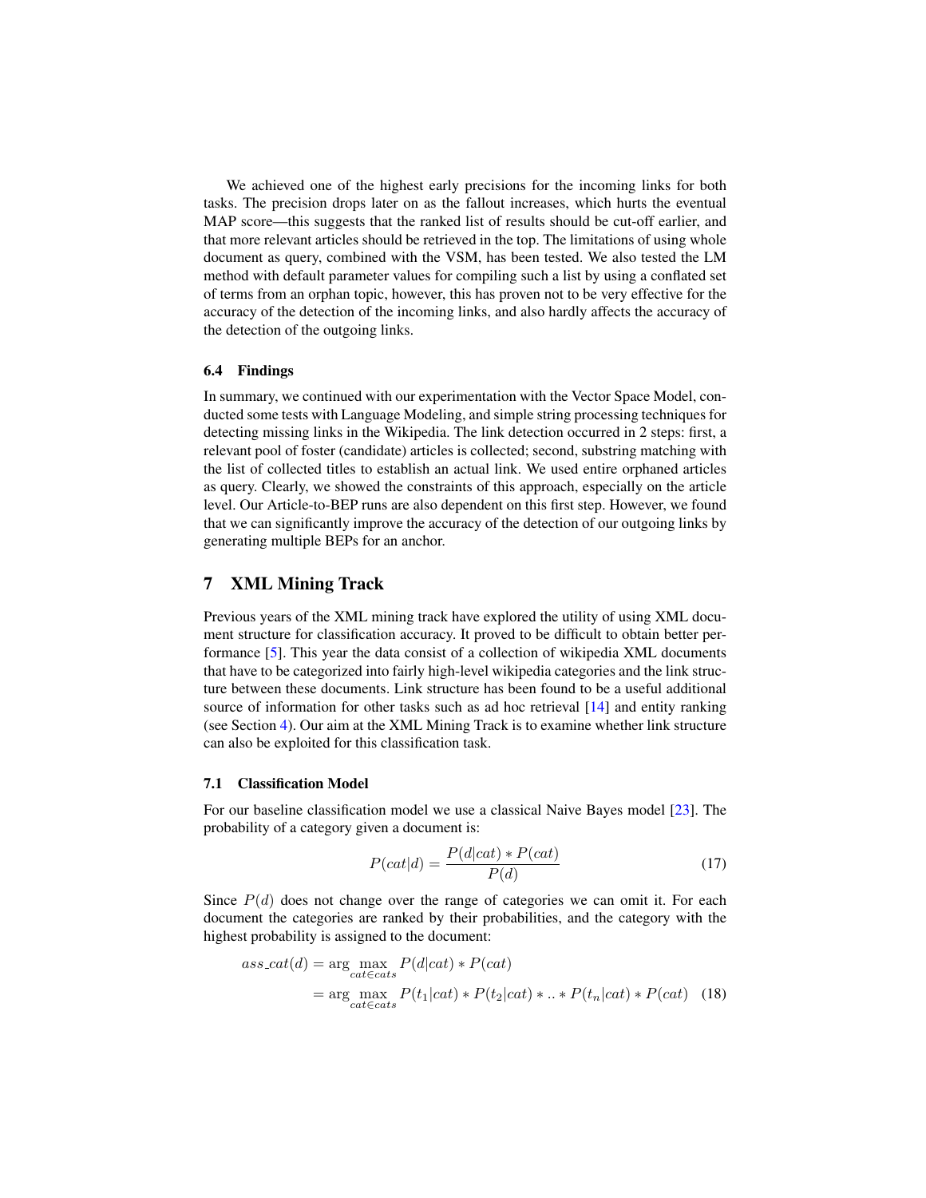We achieved one of the highest early precisions for the incoming links for both tasks. The precision drops later on as the fallout increases, which hurts the eventual MAP score—this suggests that the ranked list of results should be cut-off earlier, and that more relevant articles should be retrieved in the top. The limitations of using whole document as query, combined with the VSM, has been tested. We also tested the LM method with default parameter values for compiling such a list by using a conflated set of terms from an orphan topic, however, this has proven not to be very effective for the accuracy of the detection of the incoming links, and also hardly affects the accuracy of the detection of the outgoing links.

### 6.4 Findings

In summary, we continued with our experimentation with the Vector Space Model, conducted some tests with Language Modeling, and simple string processing techniques for detecting missing links in the Wikipedia. The link detection occurred in 2 steps: first, a relevant pool of foster (candidate) articles is collected; second, substring matching with the list of collected titles to establish an actual link. We used entire orphaned articles as query. Clearly, we showed the constraints of this approach, especially on the article level. Our Article-to-BEP runs are also dependent on this first step. However, we found that we can significantly improve the accuracy of the detection of our outgoing links by generating multiple BEPs for an anchor.

## 7 XML Mining Track

Previous years of the XML mining track have explored the utility of using XML document structure for classification accuracy. It proved to be difficult to obtain better performance [5]. This year the data consist of a collection of wikipedia XML documents that have to be categorized into fairly high-level wikipedia categories and the link structure between these documents. Link structure has been found to be a useful additional source of information for other tasks such as ad hoc retrieval [14] and entity ranking (see Section 4). Our aim at the XML Mining Track is to examine whether link structure can also be exploited for this classification task.

### 7.1 Classification Model

For our baseline classification model we use a classical Naive Bayes model [23]. The probability of a category given a document is:

$$P(cat|d) = \frac{P(d|cat) * P(cat)}{P(d)} \tag{17}$$

Since $P(d)$ does not change over the range of categories we can omit it. For each document the categories are ranked by their probabilities, and the category with the highest probability is assigned to the document:

$$\begin{aligned} ass\_cat(d) &= \arg\max_{cat \in cats} P(d|cat) * P(cat) \\ &= \arg\max_{cat \in cats} P(t_1|cat) * P(t_2|cat) * .. * P(t_n|cat) * P(cat) \end{aligned} \tag{18}$$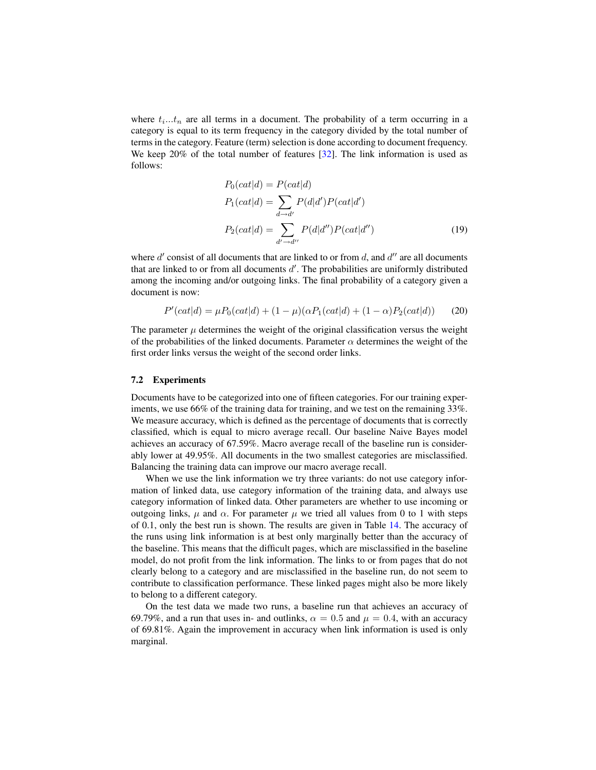where $t_i ... t_n$ are all terms in a document. The probability of a term occurring in a category is equal to its term frequency in the category divided by the total number of terms in the category. Feature (term) selection is done according to document frequency. We keep 20% of the total number of features [32]. The link information is used as follows:

$$
\begin{aligned}
P_0(cat|d) &= P(cat|d) \\
P_1(cat|d) &= \sum_{d \rightarrow d'} P(d|d')P(cat|d') \\
P_2(cat|d) &= \sum_{d' \rightarrow d''} P(d|d'')P(cat|d'')
\end{aligned}
\tag{19}
$$

where $d'$ consist of all documents that are linked to or from $d$, and $d''$ are all documents that are linked to or from all documents $d'$. The probabilities are uniformly distributed among the incoming and/or outgoing links. The final probability of a category given a document is now:

$$
P'(cat|d) = \mu P_0(cat|d) + (1 - \mu)(\alpha P_1(cat|d) + (1 - \alpha)P_2(cat|d)) \tag{20}
$$

The parameter $\mu$ determines the weight of the original classification versus the weight of the probabilities of the linked documents. Parameter $\alpha$ determines the weight of the first order links versus the weight of the second order links.

### 7.2 Experiments

Documents have to be categorized into one of fifteen categories. For our training experiments, we use 66% of the training data for training, and we test on the remaining 33%. We measure accuracy, which is defined as the percentage of documents that is correctly classified, which is equal to micro average recall. Our baseline Naive Bayes model achieves an accuracy of 67.59%. Macro average recall of the baseline run is considerably lower at 49.95%. All documents in the two smallest categories are misclassified. Balancing the training data can improve our macro average recall.

When we use the link information we try three variants: do not use category information of linked data, use category information of the training data, and always use category information of linked data. Other parameters are whether to use incoming or outgoing links, $\mu$ and $\alpha$. For parameter $\mu$ we tried all values from 0 to 1 with steps of 0.1, only the best run is shown. The results are given in Table 14. The accuracy of the runs using link information is at best only marginally better than the accuracy of the baseline. This means that the difficult pages, which are misclassified in the baseline model, do not profit from the link information. The links to or from pages that do not clearly belong to a category and are misclassified in the baseline run, do not seem to contribute to classification performance. These linked pages might also be more likely to belong to a different category.

On the test data we made two runs, a baseline run that achieves an accuracy of 69.79%, and a run that uses in- and outlinks, $\alpha = 0.5$ and $\mu = 0.4$, with an accuracy of 69.81%. Again the improvement in accuracy when link information is used is only marginal.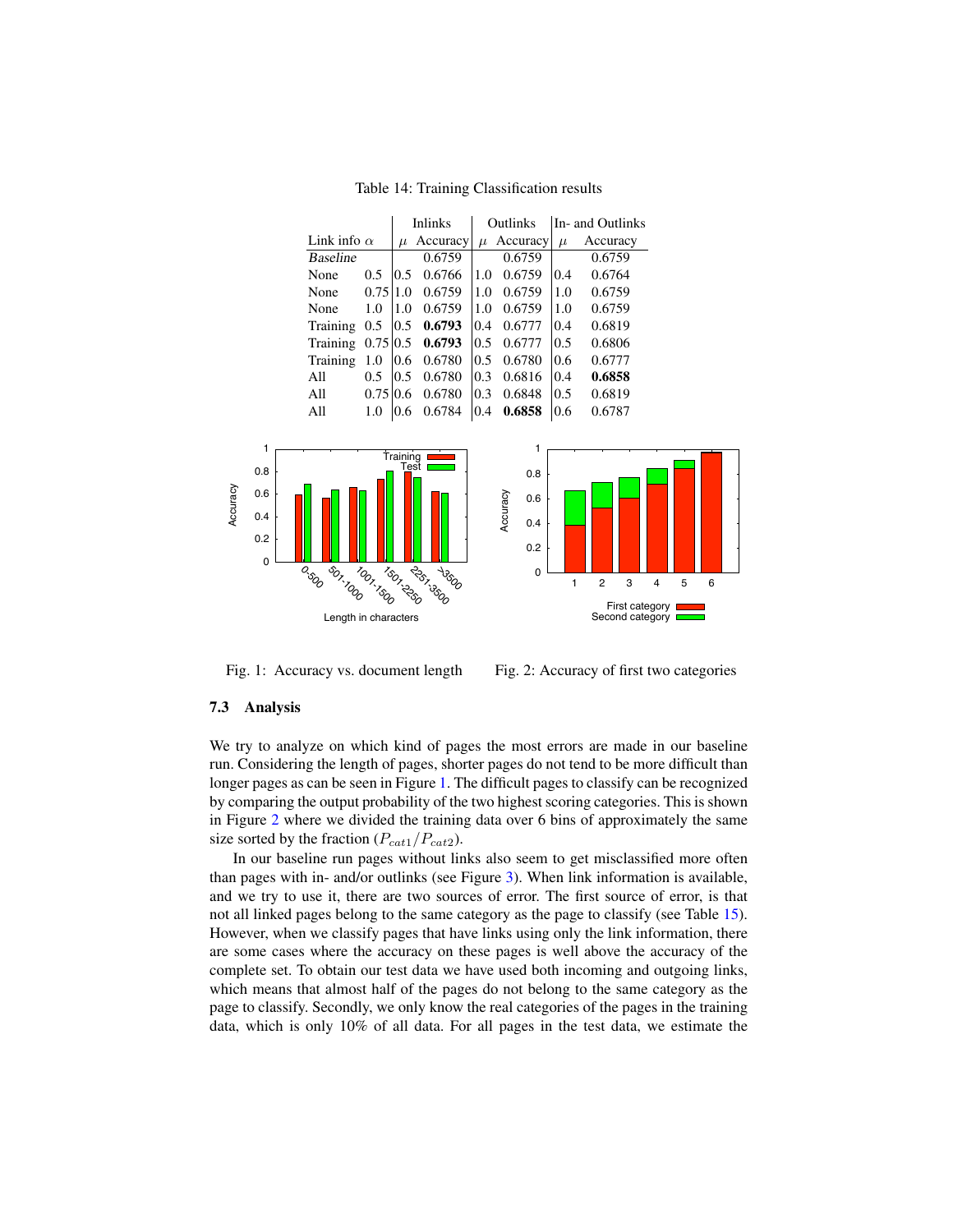Table 14: Training Classification results

| Link info | $\alpha$ | Inlinks $\mu$ | Inlinks Accuracy | Outlinks $\mu$ | Outlinks Accuracy | In- and Outlinks $\mu$ | In- and Outlinks Accuracy |
|---|---|---|---|---|---|---|---|
| *Baseline* | | | 0.6759 | | 0.6759 | | 0.6759 |
| None | 0.5 | 0.5 | 0.6766 | 1.0 | 0.6759 | 0.4 | 0.6764 |
| None | 0.75 | 1.0 | 0.6759 | 1.0 | 0.6759 | 1.0 | 0.6759 |
| None | 1.0 | 1.0 | 0.6759 | 1.0 | 0.6759 | 1.0 | 0.6759 |
| Training | 0.5 | 0.5 | **0.6793** | 0.4 | 0.6777 | 0.4 | 0.6819 |
| Training | 0.75 | 0.5 | **0.6793** | 0.5 | 0.6777 | 0.5 | 0.6806 |
| Training | 1.0 | 0.6 | 0.6780 | 0.5 | 0.6780 | 0.6 | 0.6777 |
| All | 0.5 | 0.5 | 0.6780 | 0.3 | 0.6816 | 0.4 | **0.6858** |
| All | 0.75 | 0.6 | 0.6780 | 0.3 | 0.6848 | 0.5 | 0.6819 |
| All | 1.0 | 0.6 | 0.6784 | 0.4 | **0.6858** | 0.6 | 0.6787 |

Fig. 1: Accuracy vs. document length

Fig. 2: Accuracy of first two categories

### 7.3 Analysis

We try to analyze on which kind of pages the most errors are made in our baseline run. Considering the length of pages, shorter pages do not tend to be more difficult than longer pages as can be seen in Figure 1. The difficult pages to classify can be recognized by comparing the output probability of the two highest scoring categories. This is shown in Figure 2 where we divided the training data over 6 bins of approximately the same size sorted by the fraction ($P_{cat1}/P_{cat2}$).

In our baseline run pages without links also seem to get misclassified more often than pages with in- and/or outlinks (see Figure 3). When link information is available, and we try to use it, there are two sources of error. The first source of error, is that not all linked pages belong to the same category as the page to classify (see Table 15). However, when we classify pages that have links using only the link information, there are some cases where the accuracy on these pages is well above the accuracy of the complete set. To obtain our test data we have used both incoming and outgoing links, which means that almost half of the pages do not belong to the same category as the page to classify. Secondly, we only know the real categories of the pages in the training data, which is only 10% of all data. For all pages in the test data, we estimate the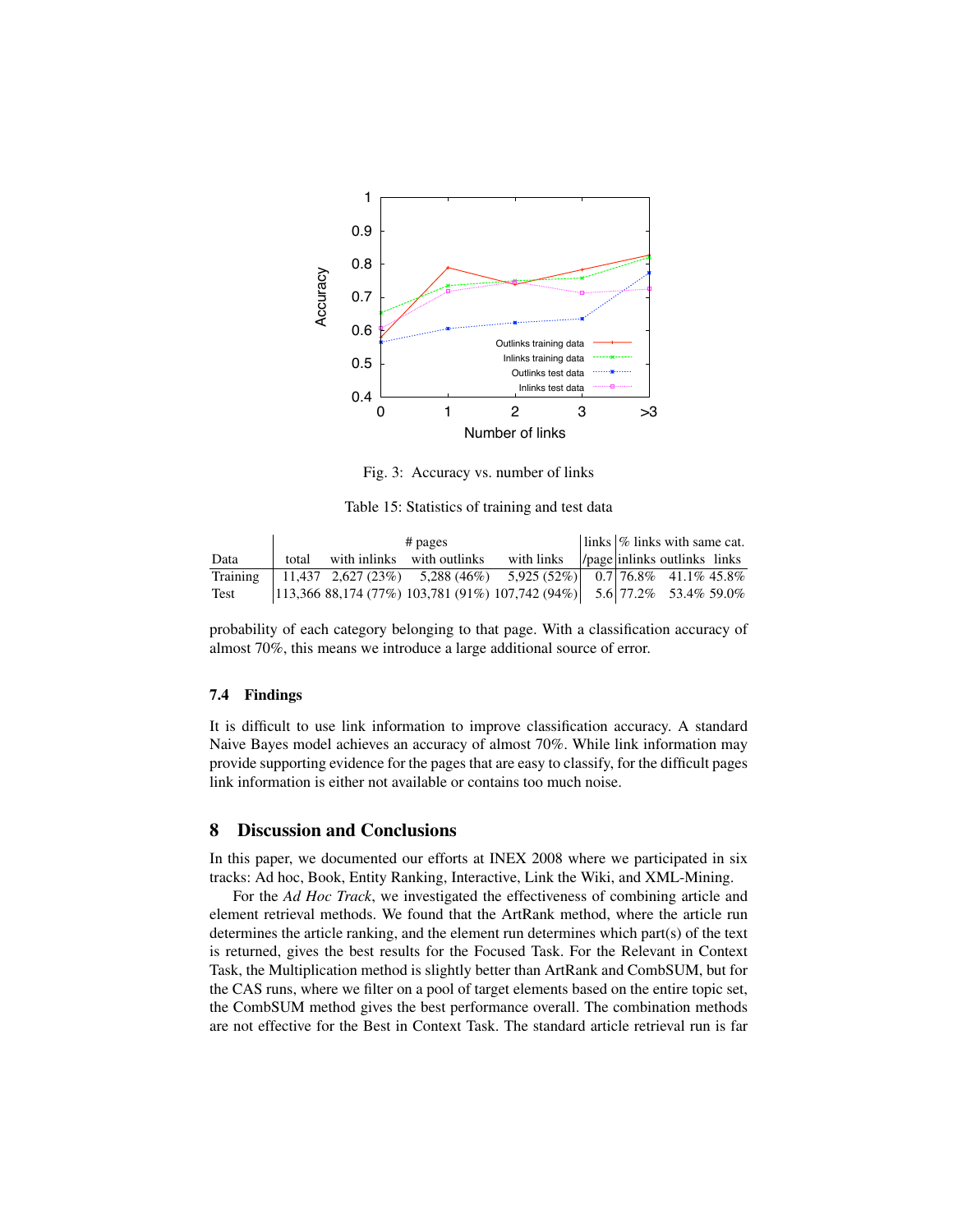Fig. 3: Accuracy vs. number of links

Table 15: Statistics of training and test data

| Data | # pages | | | | links | % links with same cat. | | |
|---|---|---|---|---|---|---|---|---|
| | total | with inlinks | with outlinks | with links | /page | inlinks | outlinks | links |
| Training | 11,437 | 2,627 (23%) | 5,288 (46%) | 5,925 (52%) | 0.7 | 76.8% | 41.1% | 45.8% |
| Test | 113,366 | 88,174 (77%) | 103,781 (91%) | 107,742 (94%) | 5.6 | 77.2% | 53.4% | 59.0% |

probability of each category belonging to that page. With a classification accuracy of almost 70%, this means we introduce a large additional source of error.

### 7.4 Findings

It is difficult to use link information to improve classification accuracy. A standard Naive Bayes model achieves an accuracy of almost 70%. While link information may provide supporting evidence for the pages that are easy to classify, for the difficult pages link information is either not available or contains too much noise.

## 8 Discussion and Conclusions

In this paper, we documented our efforts at INEX 2008 where we participated in six tracks: Ad hoc, Book, Entity Ranking, Interactive, Link the Wiki, and XML-Mining.

For the *Ad Hoc Track*, we investigated the effectiveness of combining article and element retrieval methods. We found that the ArtRank method, where the article run determines the article ranking, and the element run determines which part(s) of the text is returned, gives the best results for the Focused Task. For the Relevant in Context Task, the Multiplication method is slightly better than ArtRank and CombSUM, but for the CAS runs, where we filter on a pool of target elements based on the entire topic set, the CombSUM method gives the best performance overall. The combination methods are not effective for the Best in Context Task. The standard article retrieval run is far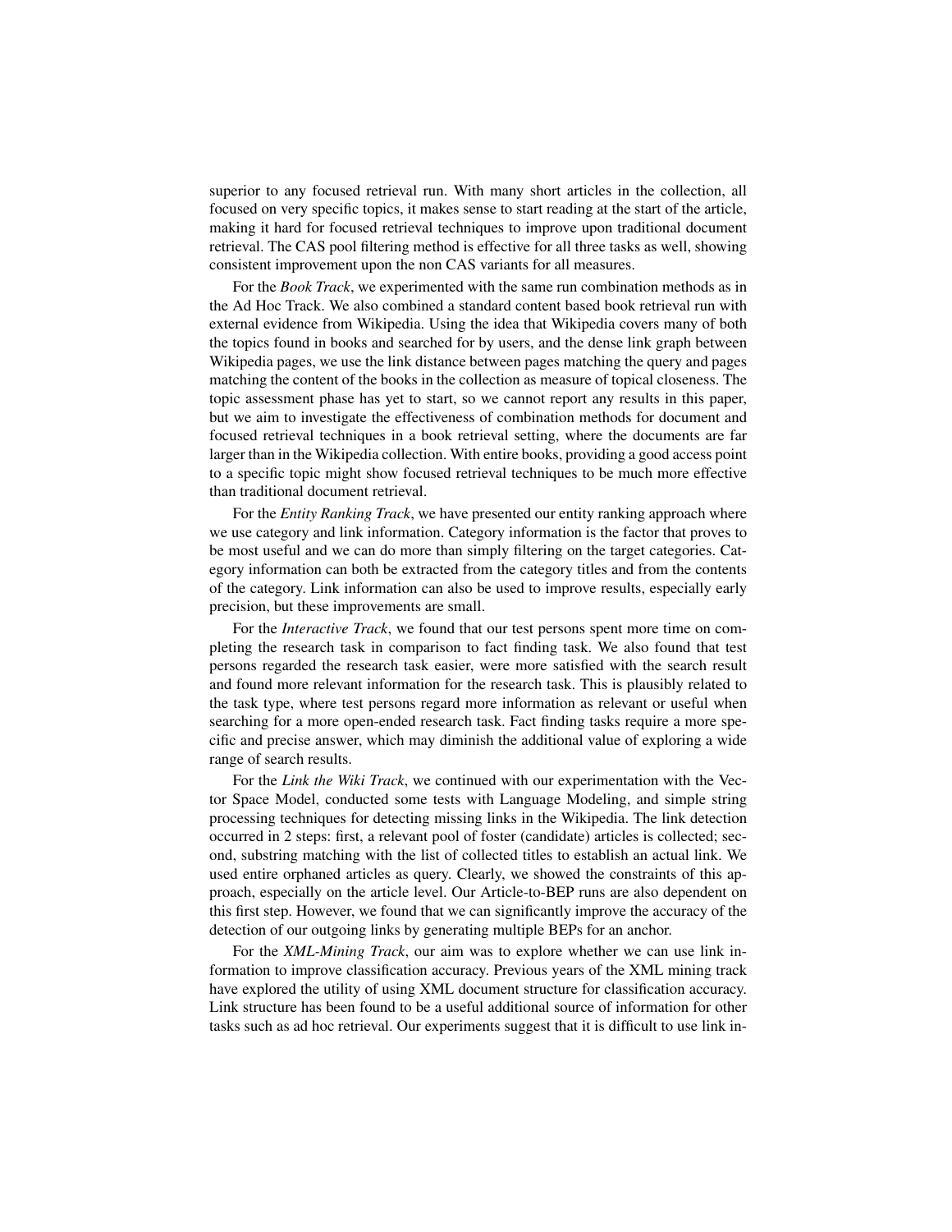superior to any focused retrieval run. With many short articles in the collection, all focused on very specific topics, it makes sense to start reading at the start of the article, making it hard for focused retrieval techniques to improve upon traditional document retrieval. The CAS pool filtering method is effective for all three tasks as well, showing consistent improvement upon the non CAS variants for all measures.

For the *Book Track*, we experimented with the same run combination methods as in the Ad Hoc Track. We also combined a standard content based book retrieval run with external evidence from Wikipedia. Using the idea that Wikipedia covers many of both the topics found in books and searched for by users, and the dense link graph between Wikipedia pages, we use the link distance between pages matching the query and pages matching the content of the books in the collection as measure of topical closeness. The topic assessment phase has yet to start, so we cannot report any results in this paper, but we aim to investigate the effectiveness of combination methods for document and focused retrieval techniques in a book retrieval setting, where the documents are far larger than in the Wikipedia collection. With entire books, providing a good access point to a specific topic might show focused retrieval techniques to be much more effective than traditional document retrieval.

For the *Entity Ranking Track*, we have presented our entity ranking approach where we use category and link information. Category information is the factor that proves to be most useful and we can do more than simply filtering on the target categories. Category information can both be extracted from the category titles and from the contents of the category. Link information can also be used to improve results, especially early precision, but these improvements are small.

For the *Interactive Track*, we found that our test persons spent more time on completing the research task in comparison to fact finding task. We also found that test persons regarded the research task easier, were more satisfied with the search result and found more relevant information for the research task. This is plausibly related to the task type, where test persons regard more information as relevant or useful when searching for a more open-ended research task. Fact finding tasks require a more specific and precise answer, which may diminish the additional value of exploring a wide range of search results.

For the *Link the Wiki Track*, we continued with our experimentation with the Vector Space Model, conducted some tests with Language Modeling, and simple string processing techniques for detecting missing links in the Wikipedia. The link detection occurred in 2 steps: first, a relevant pool of foster (candidate) articles is collected; second, substring matching with the list of collected titles to establish an actual link. We used entire orphaned articles as query. Clearly, we showed the constraints of this approach, especially on the article level. Our Article-to-BEP runs are also dependent on this first step. However, we found that we can significantly improve the accuracy of the detection of our outgoing links by generating multiple BEPs for an anchor.

For the *XML-Mining Track*, our aim was to explore whether we can use link information to improve classification accuracy. Previous years of the XML mining track have explored the utility of using XML document structure for classification accuracy. Link structure has been found to be a useful additional source of information for other tasks such as ad hoc retrieval. Our experiments suggest that it is difficult to use link in-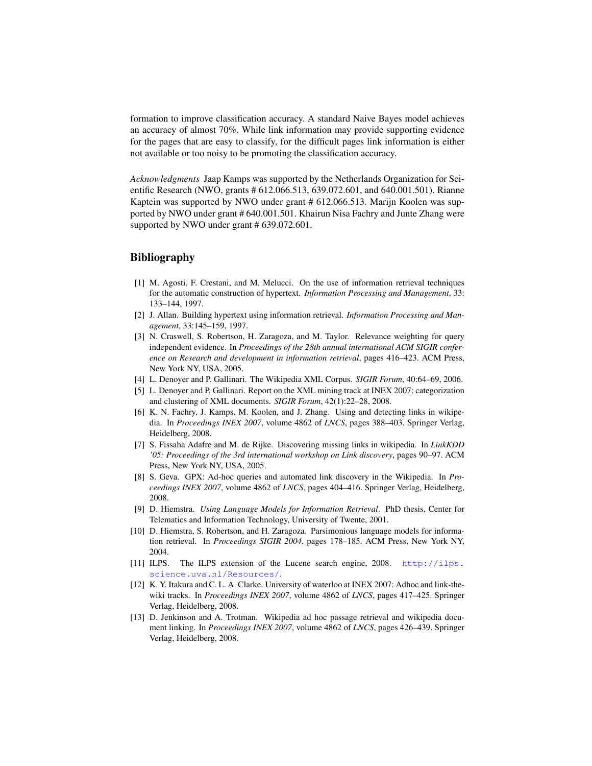formation to improve classification accuracy. A standard Naive Bayes model achieves an accuracy of almost 70%. While link information may provide supporting evidence for the pages that are easy to classify, for the difficult pages link information is either not available or too noisy to be promoting the classification accuracy.

*Acknowledgments* Jaap Kamps was supported by the Netherlands Organization for Scientific Research (NWO, grants # 612.066.513, 639.072.601, and 640.001.501). Rianne Kaptein was supported by NWO under grant # 612.066.513. Marijn Koolen was supported by NWO under grant # 640.001.501. Khairun Nisa Fachry and Junte Zhang were supported by NWO under grant # 639.072.601.

## Bibliography

[1] M. Agosti, F. Crestani, and M. Melucci. On the use of information retrieval techniques for the automatic construction of hypertext. *Information Processing and Management*, 33: 133–144, 1997.

[2] J. Allan. Building hypertext using information retrieval. *Information Processing and Management*, 33:145–159, 1997.

[3] N. Craswell, S. Robertson, H. Zaragoza, and M. Taylor. Relevance weighting for query independent evidence. In *Proceedings of the 28th annual international ACM SIGIR conference on Research and development in information retrieval*, pages 416–423. ACM Press, New York NY, USA, 2005.

[4] L. Denoyer and P. Gallinari. The Wikipedia XML Corpus. *SIGIR Forum*, 40:64–69, 2006.

[5] L. Denoyer and P. Gallinari. Report on the XML mining track at INEX 2007: categorization and clustering of XML documents. *SIGIR Forum*, 42(1):22–28, 2008.

[6] K. N. Fachry, J. Kamps, M. Koolen, and J. Zhang. Using and detecting links in wikipedia. In *Proceedings INEX 2007*, volume 4862 of *LNCS*, pages 388–403. Springer Verlag, Heidelberg, 2008.

[7] S. Fissaha Adafre and M. de Rijke. Discovering missing links in wikipedia. In *LinkKDD '05: Proceedings of the 3rd international workshop on Link discovery*, pages 90–97. ACM Press, New York NY, USA, 2005.

[8] S. Geva. GPX: Ad-hoc queries and automated link discovery in the Wikipedia. In *Proceedings INEX 2007*, volume 4862 of *LNCS*, pages 404–416. Springer Verlag, Heidelberg, 2008.

[9] D. Hiemstra. *Using Language Models for Information Retrieval*. PhD thesis, Center for Telematics and Information Technology, University of Twente, 2001.

[10] D. Hiemstra, S. Robertson, and H. Zaragoza. Parsimonious language models for information retrieval. In *Proceedings SIGIR 2004*, pages 178–185. ACM Press, New York NY, 2004.

[11] ILPS. The ILPS extension of the Lucene search engine, 2008. http://ilps.science.uva.nl/Resources/.

[12] K. Y. Itakura and C. L. A. Clarke. University of waterloo at INEX 2007: Adhoc and link-the-wiki tracks. In *Proceedings INEX 2007*, volume 4862 of *LNCS*, pages 417–425. Springer Verlag, Heidelberg, 2008.

[13] D. Jenkinson and A. Trotman. Wikipedia ad hoc passage retrieval and wikipedia document linking. In *Proceedings INEX 2007*, volume 4862 of *LNCS*, pages 426–439. Springer Verlag, Heidelberg, 2008.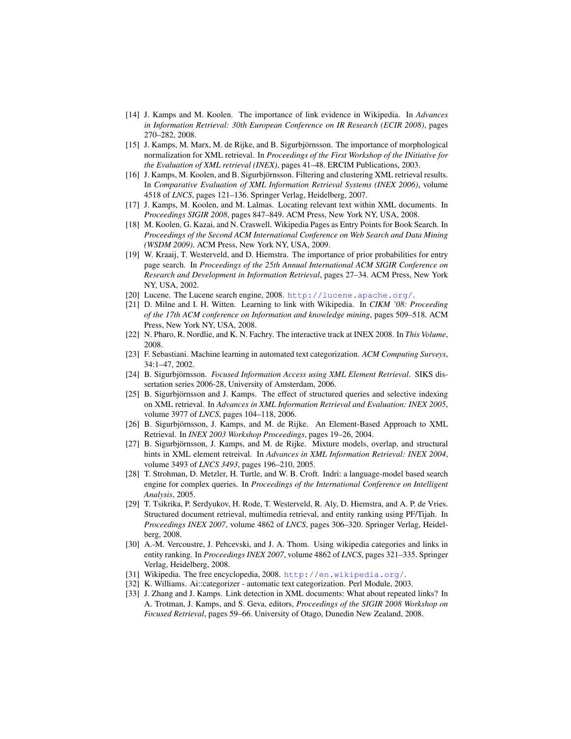[14] J. Kamps and M. Koolen. The importance of link evidence in Wikipedia. In *Advances in Information Retrieval: 30th European Conference on IR Research (ECIR 2008)*, pages 270–282, 2008.

[15] J. Kamps, M. Marx, M. de Rijke, and B. Sigurbjörnsson. The importance of morphological normalization for XML retrieval. In *Proceedings of the First Workshop of the INitiative for the Evaluation of XML retrieval (INEX)*, pages 41–48. ERCIM Publications, 2003.

[16] J. Kamps, M. Koolen, and B. Sigurbjörnsson. Filtering and clustering XML retrieval results. In *Comparative Evaluation of XML Information Retrieval Systems (INEX 2006)*, volume 4518 of *LNCS*, pages 121–136. Springer Verlag, Heidelberg, 2007.

[17] J. Kamps, M. Koolen, and M. Lalmas. Locating relevant text within XML documents. In *Proceedings SIGIR 2008*, pages 847–849. ACM Press, New York NY, USA, 2008.

[18] M. Koolen, G. Kazai, and N. Craswell. Wikipedia Pages as Entry Points for Book Search. In *Proceedings of the Second ACM International Conference on Web Search and Data Mining (WSDM 2009)*. ACM Press, New York NY, USA, 2009.

[19] W. Kraaij, T. Westerveld, and D. Hiemstra. The importance of prior probabilities for entry page search. In *Proceedings of the 25th Annual International ACM SIGIR Conference on Research and Development in Information Retrieval*, pages 27–34. ACM Press, New York NY, USA, 2002.

[20] Lucene. The Lucene search engine, 2008. http://lucene.apache.org/.

[21] D. Milne and I. H. Witten. Learning to link with Wikipedia. In *CIKM '08: Proceeding of the 17th ACM conference on Information and knowledge mining*, pages 509–518. ACM Press, New York NY, USA, 2008.

[22] N. Pharo, R. Nordlie, and K. N. Fachry. The interactive track at INEX 2008. In *This Volume*, 2008.

[23] F. Sebastiani. Machine learning in automated text categorization. *ACM Computing Surveys*, 34:1–47, 2002.

[24] B. Sigurbjörnsson. *Focused Information Access using XML Element Retrieval*. SIKS dissertation series 2006-28, University of Amsterdam, 2006.

[25] B. Sigurbjörnsson and J. Kamps. The effect of structured queries and selective indexing on XML retrieval. In *Advances in XML Information Retrieval and Evaluation: INEX 2005*, volume 3977 of *LNCS*, pages 104–118, 2006.

[26] B. Sigurbjörnsson, J. Kamps, and M. de Rijke. An Element-Based Approach to XML Retrieval. In *INEX 2003 Workshop Proceedings*, pages 19–26, 2004.

[27] B. Sigurbjörnsson, J. Kamps, and M. de Rijke. Mixture models, overlap, and structural hints in XML element retreival. In *Advances in XML Information Retrieval: INEX 2004*, volume 3493 of *LNCS 3493*, pages 196–210, 2005.

[28] T. Strohman, D. Metzler, H. Turtle, and W. B. Croft. Indri: a language-model based search engine for complex queries. In *Proceedings of the International Conference on Intelligent Analysis*, 2005.

[29] T. Tsikrika, P. Serdyukov, H. Rode, T. Westerveld, R. Aly, D. Hiemstra, and A. P. de Vries. Structured document retrieval, multimedia retrieval, and entity ranking using PF/Tijah. In *Proceedings INEX 2007*, volume 4862 of *LNCS*, pages 306–320. Springer Verlag, Heidelberg, 2008.

[30] A.-M. Vercoustre, J. Pehcevski, and J. A. Thom. Using wikipedia categories and links in entity ranking. In *Proceedings INEX 2007*, volume 4862 of *LNCS*, pages 321–335. Springer Verlag, Heidelberg, 2008.

[31] Wikipedia. The free encyclopedia, 2008. http://en.wikipedia.org/.

[32] K. Williams. Ai::categorizer - automatic text categorization. Perl Module, 2003.

[33] J. Zhang and J. Kamps. Link detection in XML documents: What about repeated links? In A. Trotman, J. Kamps, and S. Geva, editors, *Proceedings of the SIGIR 2008 Workshop on Focused Retrieval*, pages 59–66. University of Otago, Dunedin New Zealand, 2008.